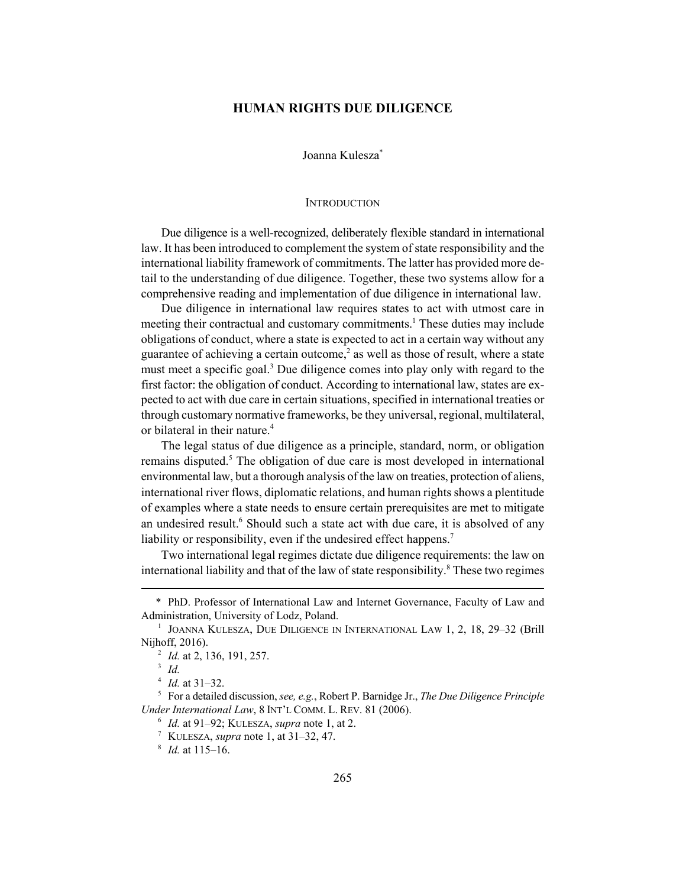# HUMAN RIGHTS DUE DILIGENCE

Joanna Kulesza*

## INTRODUCTION

Due diligence is a well-recognized, deliberately flexible standard in international law. It has been introduced to complement the system of state responsibility and the international liability framework of commitments. The latter has provided more detail to the understanding of due diligence. Together, these two systems allow for a comprehensive reading and implementation of due diligence in international law.

Due diligence in international law requires states to act with utmost care in meeting their contractual and customary commitments.[1] These duties may include obligations of conduct, where a state is expected to act in a certain way without any guarantee of achieving a certain outcome,[2] as well as those of result, where a state must meet a specific goal.[3] Due diligence comes into play only with regard to the first factor: the obligation of conduct. According to international law, states are expected to act with due care in certain situations, specified in international treaties or through customary normative frameworks, be they universal, regional, multilateral, or bilateral in their nature.[4]

The legal status of due diligence as a principle, standard, norm, or obligation remains disputed.[5] The obligation of due care is most developed in international environmental law, but a thorough analysis of the law on treaties, protection of aliens, international river flows, diplomatic relations, and human rights shows a plentitude of examples where a state needs to ensure certain prerequisites are met to mitigate an undesired result.[6] Should such a state act with due care, it is absolved of any liability or responsibility, even if the undesired effect happens.[7]

Two international legal regimes dictate due diligence requirements: the law on international liability and that of the law of state responsibility.[8] These two regimes

---

\* PhD. Professor of International Law and Internet Governance, Faculty of Law and Administration, University of Lodz, Poland.

[1] JOANNA KULESZA, DUE DILIGENCE IN INTERNATIONAL LAW 1, 2, 18, 29–32 (Brill Nijhoff, 2016).

[2] *Id.* at 2, 136, 191, 257.

[3] *Id.*

[4] *Id.* at 31–32.

[5] For a detailed discussion, *see, e.g.*, Robert P. Barnidge Jr., *The Due Diligence Principle Under International Law*, 8 INT'L COMM. L. REV. 81 (2006).

[6] *Id.* at 91–92; KULESZA, *supra* note 1, at 2.

[7] KULESZA, *supra* note 1, at 31–32, 47.

[8] *Id.* at 115–16.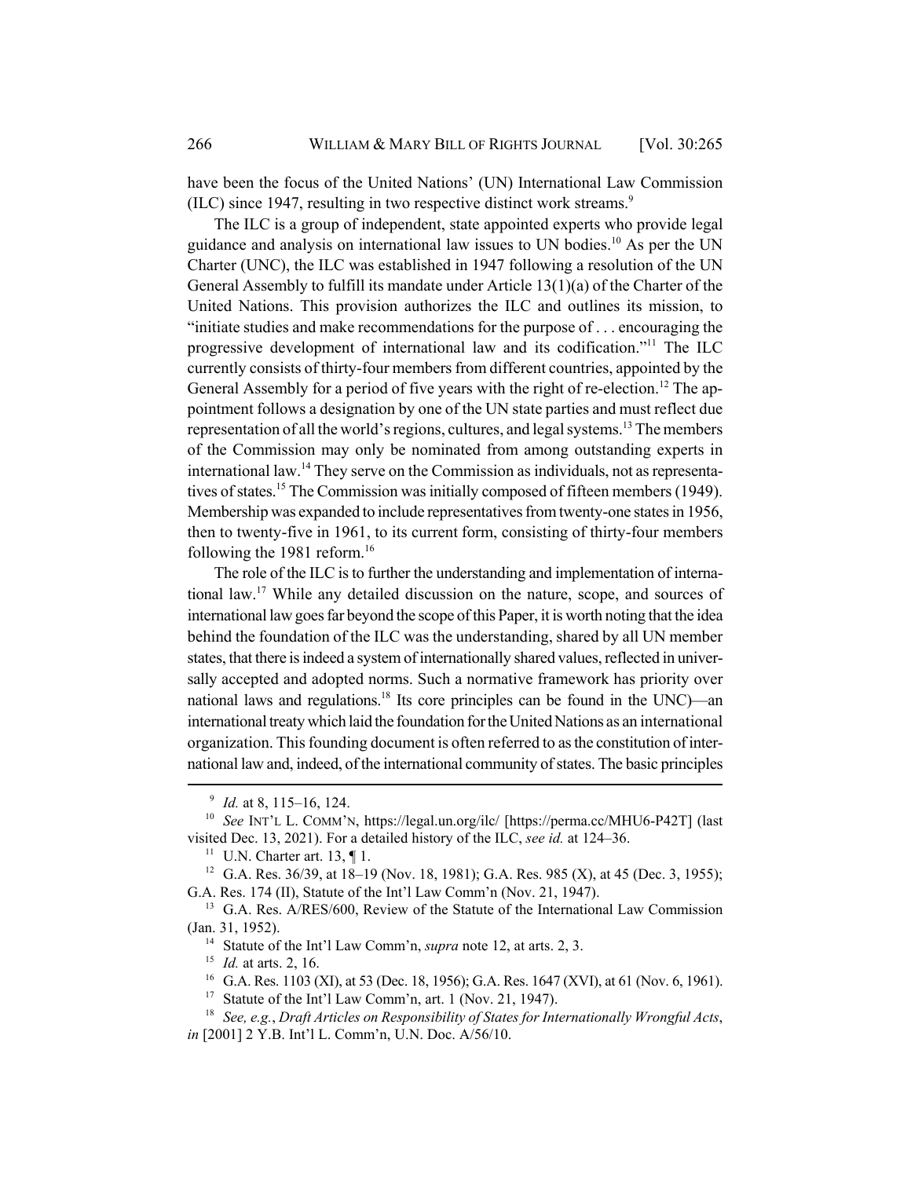have been the focus of the United Nations' (UN) International Law Commission (ILC) since 1947, resulting in two respective distinct work streams.[9]

The ILC is a group of independent, state appointed experts who provide legal guidance and analysis on international law issues to UN bodies.[10] As per the UN Charter (UNC), the ILC was established in 1947 following a resolution of the UN General Assembly to fulfill its mandate under Article 13(1)(a) of the Charter of the United Nations. This provision authorizes the ILC and outlines its mission, to "initiate studies and make recommendations for the purpose of . . . encouraging the progressive development of international law and its codification."[11] The ILC currently consists of thirty-four members from different countries, appointed by the General Assembly for a period of five years with the right of re-election.[12] The appointment follows a designation by one of the UN state parties and must reflect due representation of all the world's regions, cultures, and legal systems.[13] The members of the Commission may only be nominated from among outstanding experts in international law.[14] They serve on the Commission as individuals, not as representatives of states.[15] The Commission was initially composed of fifteen members (1949). Membership was expanded to include representatives from twenty-one states in 1956, then to twenty-five in 1961, to its current form, consisting of thirty-four members following the 1981 reform.[16]

The role of the ILC is to further the understanding and implementation of international law.[17] While any detailed discussion on the nature, scope, and sources of international law goes far beyond the scope of this Paper, it is worth noting that the idea behind the foundation of the ILC was the understanding, shared by all UN member states, that there is indeed a system of internationally shared values, reflected in universally accepted and adopted norms. Such a normative framework has priority over national laws and regulations.[18] Its core principles can be found in the UNC)—an international treaty which laid the foundation for the United Nations as an international organization. This founding document is often referred to as the constitution of international law and, indeed, of the international community of states. The basic principles

---

[9] *Id.* at 8, 115–16, 124.

[10] *See* INT'L L. COMM'N, https://legal.un.org/ilc/ [https://perma.cc/MHU6-P42T] (last visited Dec. 13, 2021). For a detailed history of the ILC, *see id.* at 124–36.

[11] U.N. Charter art. 13, ¶ 1.

[12] G.A. Res. 36/39, at 18–19 (Nov. 18, 1981); G.A. Res. 985 (X), at 45 (Dec. 3, 1955); G.A. Res. 174 (II), Statute of the Int'l Law Comm'n (Nov. 21, 1947).

[13] G.A. Res. A/RES/600, Review of the Statute of the International Law Commission (Jan. 31, 1952).

[14] Statute of the Int'l Law Comm'n, *supra* note 12, at arts. 2, 3.

[15] *Id.* at arts. 2, 16.

[16] G.A. Res. 1103 (XI), at 53 (Dec. 18, 1956); G.A. Res. 1647 (XVI), at 61 (Nov. 6, 1961).

[17] Statute of the Int'l Law Comm'n, art. 1 (Nov. 21, 1947).

[18] *See, e.g.*, *Draft Articles on Responsibility of States for Internationally Wrongful Acts*, *in* [2001] 2 Y.B. Int'l L. Comm'n, U.N. Doc. A/56/10.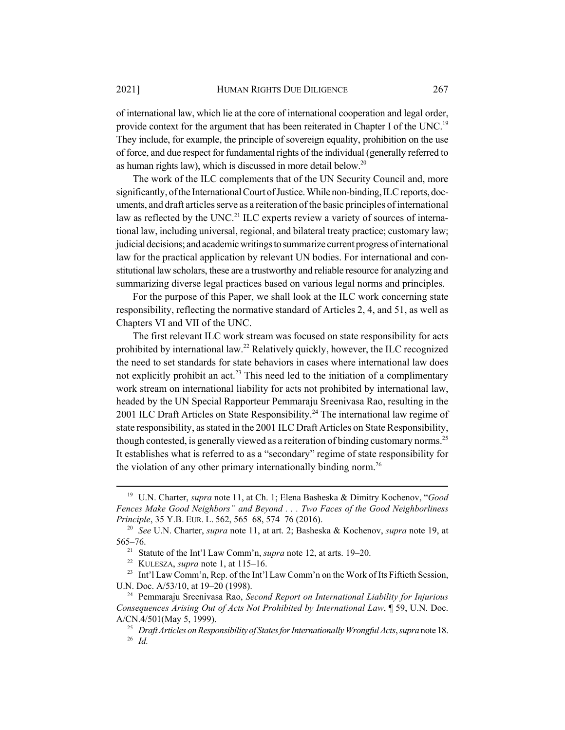of international law, which lie at the core of international cooperation and legal order, provide context for the argument that has been reiterated in Chapter I of the UNC.[19] They include, for example, the principle of sovereign equality, prohibition on the use of force, and due respect for fundamental rights of the individual (generally referred to as human rights law), which is discussed in more detail below.[20]

The work of the ILC complements that of the UN Security Council and, more significantly, of the International Court of Justice. While non-binding, ILC reports, documents, and draft articles serve as a reiteration of the basic principles of international law as reflected by the UNC.[21] ILC experts review a variety of sources of international law, including universal, regional, and bilateral treaty practice; customary law; judicial decisions; and academic writings to summarize current progress of international law for the practical application by relevant UN bodies. For international and constitutional law scholars, these are a trustworthy and reliable resource for analyzing and summarizing diverse legal practices based on various legal norms and principles.

For the purpose of this Paper, we shall look at the ILC work concerning state responsibility, reflecting the normative standard of Articles 2, 4, and 51, as well as Chapters VI and VII of the UNC.

The first relevant ILC work stream was focused on state responsibility for acts prohibited by international law.[22] Relatively quickly, however, the ILC recognized the need to set standards for state behaviors in cases where international law does not explicitly prohibit an act.[23] This need led to the initiation of a complimentary work stream on international liability for acts not prohibited by international law, headed by the UN Special Rapporteur Pemmaraju Sreenivasa Rao, resulting in the 2001 ILC Draft Articles on State Responsibility.[24] The international law regime of state responsibility, as stated in the 2001 ILC Draft Articles on State Responsibility, though contested, is generally viewed as a reiteration of binding customary norms.[25] It establishes what is referred to as a "secondary" regime of state responsibility for the violation of any other primary internationally binding norm.[26]

---

[19] U.N. Charter, *supra* note 11, at Ch. 1; Elena Basheska & Dimitry Kochenov, "*Good Fences Make Good Neighbors" and Beyond . . . Two Faces of the Good Neighborliness Principle*, 35 Y.B. EUR. L. 562, 565–68, 574–76 (2016).

[20] *See* U.N. Charter, *supra* note 11, at art. 2; Basheska & Kochenov, *supra* note 19, at 565–76.

[21] Statute of the Int'l Law Comm'n, *supra* note 12, at arts. 19–20.

[22] KULESZA, *supra* note 1, at 115–16.

[23] Int'l Law Comm'n, Rep. of the Int'l Law Comm'n on the Work of Its Fiftieth Session, U.N. Doc. A/53/10, at 19–20 (1998).

[24] Pemmaraju Sreenivasa Rao, *Second Report on International Liability for Injurious Consequences Arising Out of Acts Not Prohibited by International Law*, ¶ 59, U.N. Doc. A/CN.4/501(May 5, 1999).

[25] *Draft Articles on Responsibility of States for Internationally Wrongful Acts*, *supra* note 18.

[26] *Id.*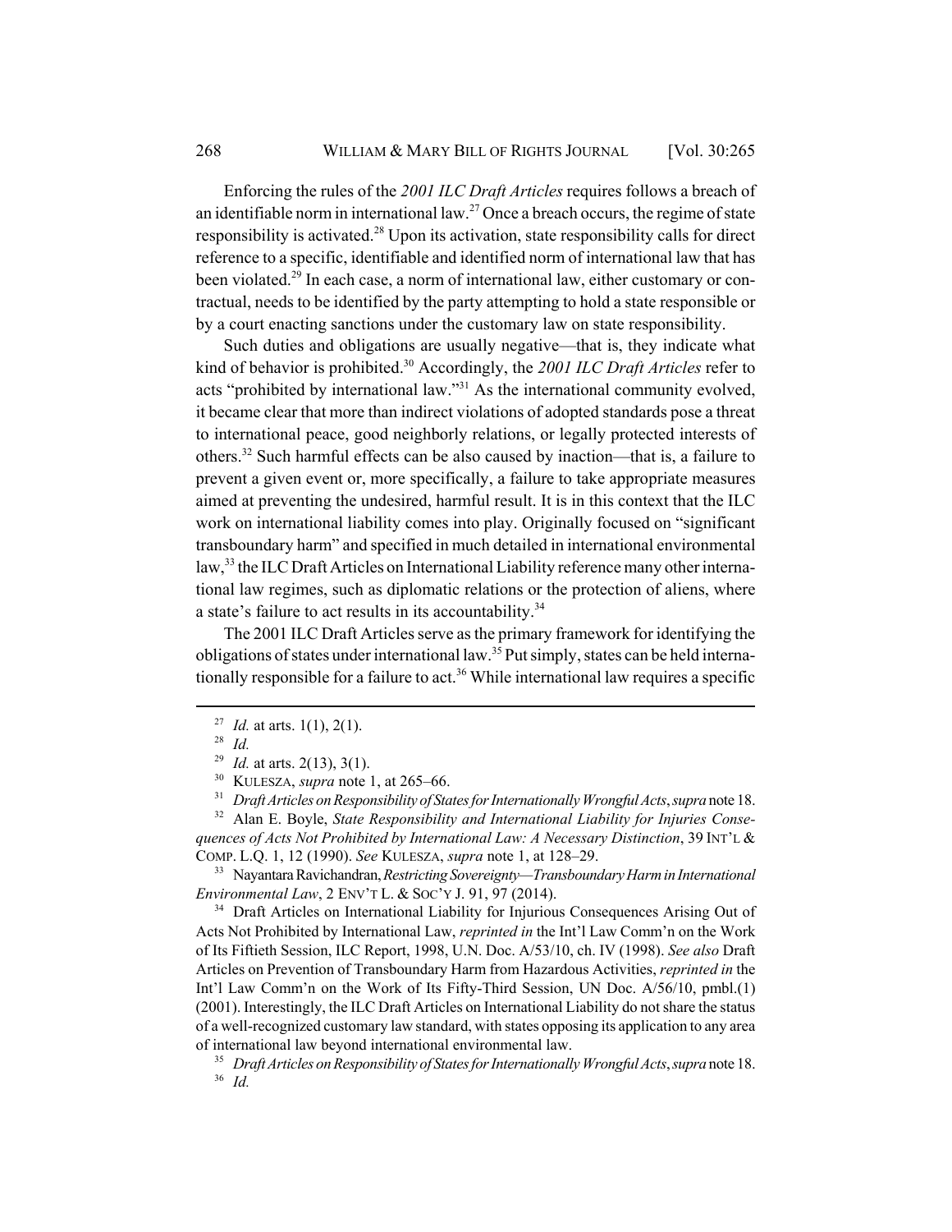Enforcing the rules of the *2001 ILC Draft Articles* requires follows a breach of an identifiable norm in international law.[27] Once a breach occurs, the regime of state responsibility is activated.[28] Upon its activation, state responsibility calls for direct reference to a specific, identifiable and identified norm of international law that has been violated.[29] In each case, a norm of international law, either customary or contractual, needs to be identified by the party attempting to hold a state responsible or by a court enacting sanctions under the customary law on state responsibility.

Such duties and obligations are usually negative—that is, they indicate what kind of behavior is prohibited.[30] Accordingly, the *2001 ILC Draft Articles* refer to acts "prohibited by international law."[31] As the international community evolved, it became clear that more than indirect violations of adopted standards pose a threat to international peace, good neighborly relations, or legally protected interests of others.[32] Such harmful effects can be also caused by inaction—that is, a failure to prevent a given event or, more specifically, a failure to take appropriate measures aimed at preventing the undesired, harmful result. It is in this context that the ILC work on international liability comes into play. Originally focused on "significant transboundary harm" and specified in much detailed in international environmental law,[33] the ILC Draft Articles on International Liability reference many other international law regimes, such as diplomatic relations or the protection of aliens, where a state's failure to act results in its accountability.[34]

The 2001 ILC Draft Articles serve as the primary framework for identifying the obligations of states under international law.[35] Put simply, states can be held internationally responsible for a failure to act.[36] While international law requires a specific

---

[27] *Id.* at arts. 1(1), 2(1).

[28] *Id.*

[29] *Id.* at arts. 2(13), 3(1).

[30] KULESZA, *supra* note 1, at 265–66.

[31] *Draft Articles on Responsibility of States for Internationally Wrongful Acts*, *supra* note 18.

[32] Alan E. Boyle, *State Responsibility and International Liability for Injuries Consequences of Acts Not Prohibited by International Law: A Necessary Distinction*, 39 INT'L & COMP. L.Q. 1, 12 (1990). *See* KULESZA, *supra* note 1, at 128–29.

[33] Nayantara Ravichandran, *Restricting Sovereignty—Transboundary Harm in International Environmental Law*, 2 ENV'T L. & SOC'Y J. 91, 97 (2014).

[34] Draft Articles on International Liability for Injurious Consequences Arising Out of Acts Not Prohibited by International Law, *reprinted in* the Int'l Law Comm'n on the Work of Its Fiftieth Session, ILC Report, 1998, U.N. Doc. A/53/10, ch. IV (1998). *See also* Draft Articles on Prevention of Transboundary Harm from Hazardous Activities, *reprinted in* the Int'l Law Comm'n on the Work of Its Fifty-Third Session, UN Doc. A/56/10, pmbl.(1) (2001). Interestingly, the ILC Draft Articles on International Liability do not share the status of a well-recognized customary law standard, with states opposing its application to any area of international law beyond international environmental law.

[35] *Draft Articles on Responsibility of States for Internationally Wrongful Acts*, *supra* note 18.

[36] *Id.*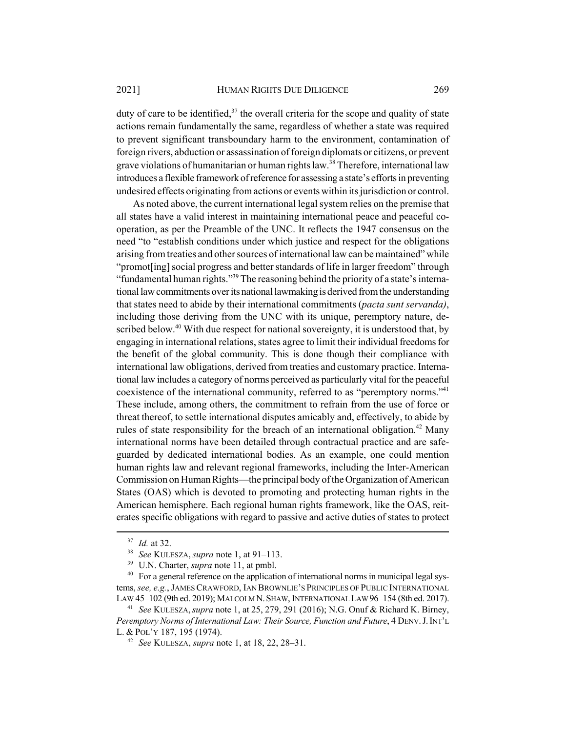duty of care to be identified,[37] the overall criteria for the scope and quality of state actions remain fundamentally the same, regardless of whether a state was required to prevent significant transboundary harm to the environment, contamination of foreign rivers, abduction or assassination of foreign diplomats or citizens, or prevent grave violations of humanitarian or human rights law.[38] Therefore, international law introduces a flexible framework of reference for assessing a state's efforts in preventing undesired effects originating from actions or events within its jurisdiction or control.

As noted above, the current international legal system relies on the premise that all states have a valid interest in maintaining international peace and peaceful co-operation, as per the Preamble of the UNC. It reflects the 1947 consensus on the need "to "establish conditions under which justice and respect for the obligations arising from treaties and other sources of international law can be maintained" while "promot[ing] social progress and better standards of life in larger freedom" through "fundamental human rights."[39] The reasoning behind the priority of a state's international law commitments over its national lawmaking is derived from the understanding that states need to abide by their international commitments (*pacta sunt servanda)*, including those deriving from the UNC with its unique, peremptory nature, described below.[40] With due respect for national sovereignty, it is understood that, by engaging in international relations, states agree to limit their individual freedoms for the benefit of the global community. This is done though their compliance with international law obligations, derived from treaties and customary practice. International law includes a category of norms perceived as particularly vital for the peaceful coexistence of the international community, referred to as "peremptory norms."[41] These include, among others, the commitment to refrain from the use of force or threat thereof, to settle international disputes amicably and, effectively, to abide by rules of state responsibility for the breach of an international obligation.[42] Many international norms have been detailed through contractual practice and are safeguarded by dedicated international bodies. As an example, one could mention human rights law and relevant regional frameworks, including the Inter-American Commission on Human Rights—the principal body of the Organization of American States (OAS) which is devoted to promoting and protecting human rights in the American hemisphere. Each regional human rights framework, like the OAS, reiterates specific obligations with regard to passive and active duties of states to protect

---

[37] *Id.* at 32.

[38] *See* KULESZA, *supra* note 1, at 91–113.

[39] U.N. Charter, *supra* note 11, at pmbl.

[40] For a general reference on the application of international norms in municipal legal systems, *see, e.g.*, JAMES CRAWFORD, IAN BROWNLIE'S PRINCIPLES OF PUBLIC INTERNATIONAL LAW 45–102 (9th ed. 2019); MALCOLM N. SHAW, INTERNATIONAL LAW 96–154 (8th ed. 2017).

[41] *See* KULESZA, *supra* note 1, at 25, 279, 291 (2016); N.G. Onuf & Richard K. Birney, *Peremptory Norms of International Law: Their Source, Function and Future*, 4 DENV. J. INT'L L. & POL'Y 187, 195 (1974).

[42] *See* KULESZA, *supra* note 1, at 18, 22, 28–31.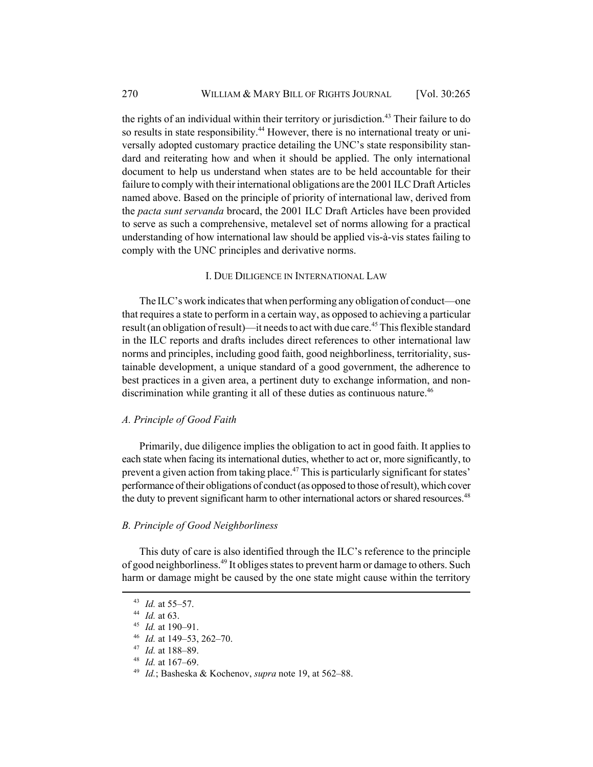the rights of an individual within their territory or jurisdiction.[43] Their failure to do so results in state responsibility.[44] However, there is no international treaty or universally adopted customary practice detailing the UNC's state responsibility standard and reiterating how and when it should be applied. The only international document to help us understand when states are to be held accountable for their failure to comply with their international obligations are the 2001 ILC Draft Articles named above. Based on the principle of priority of international law, derived from the *pacta sunt servanda* brocard, the 2001 ILC Draft Articles have been provided to serve as such a comprehensive, metalevel set of norms allowing for a practical understanding of how international law should be applied vis-à-vis states failing to comply with the UNC principles and derivative norms.

## I. DUE DILIGENCE IN INTERNATIONAL LAW

The ILC's work indicates that when performing any obligation of conduct—one that requires a state to perform in a certain way, as opposed to achieving a particular result (an obligation of result)—it needs to act with due care.[45] This flexible standard in the ILC reports and drafts includes direct references to other international law norms and principles, including good faith, good neighborliness, territoriality, sustainable development, a unique standard of a good government, the adherence to best practices in a given area, a pertinent duty to exchange information, and non-discrimination while granting it all of these duties as continuous nature.[46]

### *A. Principle of Good Faith*

Primarily, due diligence implies the obligation to act in good faith. It applies to each state when facing its international duties, whether to act or, more significantly, to prevent a given action from taking place.[47] This is particularly significant for states' performance of their obligations of conduct (as opposed to those of result), which cover the duty to prevent significant harm to other international actors or shared resources.[48]

### *B. Principle of Good Neighborliness*

This duty of care is also identified through the ILC's reference to the principle of good neighborliness.[49] It obliges states to prevent harm or damage to others. Such harm or damage might be caused by the one state might cause within the territory

---

[43] *Id.* at 55–57.

[44] *Id.* at 63.

[45] *Id.* at 190–91.

[46] *Id.* at 149–53, 262–70.

[47] *Id.* at 188–89.

[48] *Id.* at 167–69.

[49] *Id.*; Basheska & Kochenov, *supra* note 19, at 562–88.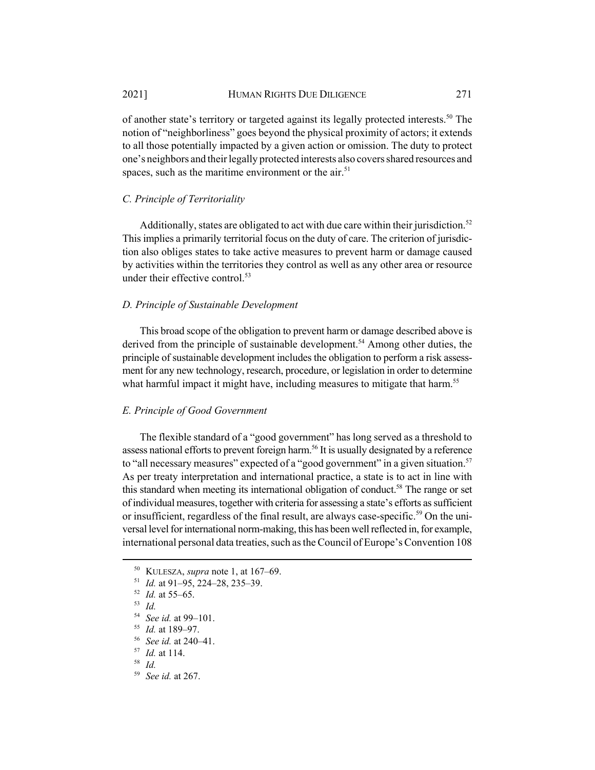of another state's territory or targeted against its legally protected interests.[50] The notion of "neighborliness" goes beyond the physical proximity of actors; it extends to all those potentially impacted by a given action or omission. The duty to protect one's neighbors and their legally protected interests also covers shared resources and spaces, such as the maritime environment or the air.[51]

### *C. Principle of Territoriality*

Additionally, states are obligated to act with due care within their jurisdiction.[52] This implies a primarily territorial focus on the duty of care. The criterion of jurisdiction also obliges states to take active measures to prevent harm or damage caused by activities within the territories they control as well as any other area or resource under their effective control.[53]

### *D. Principle of Sustainable Development*

This broad scope of the obligation to prevent harm or damage described above is derived from the principle of sustainable development.[54] Among other duties, the principle of sustainable development includes the obligation to perform a risk assessment for any new technology, research, procedure, or legislation in order to determine what harmful impact it might have, including measures to mitigate that harm.[55]

### *E. Principle of Good Government*

The flexible standard of a "good government" has long served as a threshold to assess national efforts to prevent foreign harm.[56] It is usually designated by a reference to "all necessary measures" expected of a "good government" in a given situation.[57] As per treaty interpretation and international practice, a state is to act in line with this standard when meeting its international obligation of conduct.[58] The range or set of individual measures, together with criteria for assessing a state's efforts as sufficient or insufficient, regardless of the final result, are always case-specific.[59] On the universal level for international norm-making, this has been well reflected in, for example, international personal data treaties, such as the Council of Europe's Convention 108

---

[50] KULESZA, *supra* note 1, at 167–69.

[51] *Id.* at 91–95, 224–28, 235–39.

[52] *Id.* at 55–65.

[53] *Id.*

[54] *See id.* at 99–101.

[55] *Id.* at 189–97.

[56] *See id.* at 240–41.

[57] *Id.* at 114.

[58] *Id.*

[59] *See id.* at 267.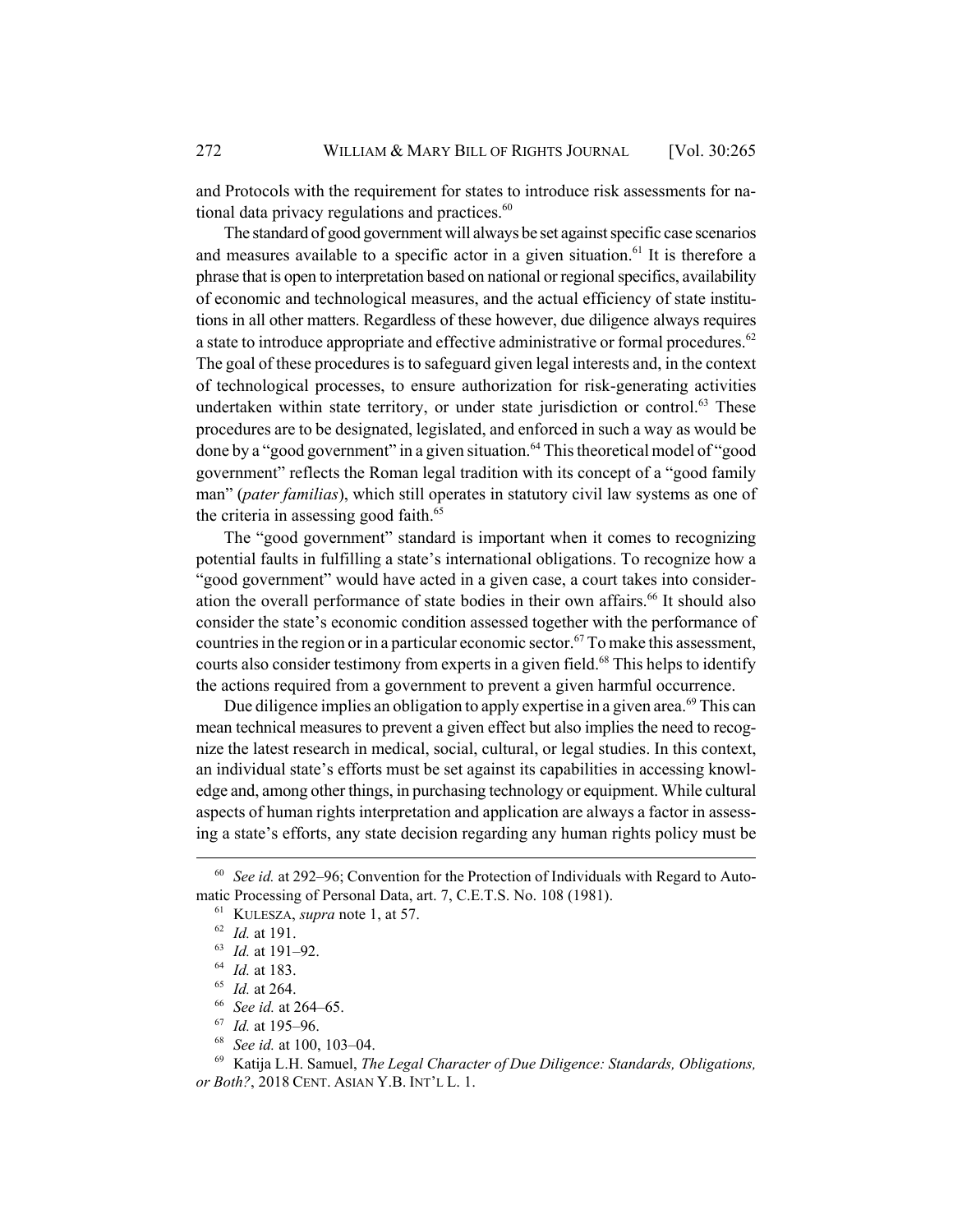and Protocols with the requirement for states to introduce risk assessments for national data privacy regulations and practices.[60]

The standard of good government will always be set against specific case scenarios and measures available to a specific actor in a given situation.[61] It is therefore a phrase that is open to interpretation based on national or regional specifics, availability of economic and technological measures, and the actual efficiency of state institutions in all other matters. Regardless of these however, due diligence always requires a state to introduce appropriate and effective administrative or formal procedures.[62] The goal of these procedures is to safeguard given legal interests and, in the context of technological processes, to ensure authorization for risk-generating activities undertaken within state territory, or under state jurisdiction or control.[63] These procedures are to be designated, legislated, and enforced in such a way as would be done by a "good government" in a given situation.[64] This theoretical model of "good government" reflects the Roman legal tradition with its concept of a "good family man" (*pater familias*), which still operates in statutory civil law systems as one of the criteria in assessing good faith.[65]

The "good government" standard is important when it comes to recognizing potential faults in fulfilling a state's international obligations. To recognize how a "good government" would have acted in a given case, a court takes into consideration the overall performance of state bodies in their own affairs.[66] It should also consider the state's economic condition assessed together with the performance of countries in the region or in a particular economic sector.[67] To make this assessment, courts also consider testimony from experts in a given field.[68] This helps to identify the actions required from a government to prevent a given harmful occurrence.

Due diligence implies an obligation to apply expertise in a given area.[69] This can mean technical measures to prevent a given effect but also implies the need to recognize the latest research in medical, social, cultural, or legal studies. In this context, an individual state's efforts must be set against its capabilities in accessing knowledge and, among other things, in purchasing technology or equipment. While cultural aspects of human rights interpretation and application are always a factor in assessing a state's efforts, any state decision regarding any human rights policy must be

---

[60] *See id.* at 292–96; Convention for the Protection of Individuals with Regard to Automatic Processing of Personal Data, art. 7, C.E.T.S. No. 108 (1981).

[61] KULESZA, *supra* note 1, at 57.

[62] *Id.* at 191.

[63] *Id.* at 191–92.

[64] *Id.* at 183.

[65] *Id.* at 264.

[66] *See id.* at 264–65.

[67] *Id.* at 195–96.

[68] *See id.* at 100, 103–04.

[69] Katija L.H. Samuel, *The Legal Character of Due Diligence: Standards, Obligations, or Both?*, 2018 CENT. ASIAN Y.B. INT'L L. 1.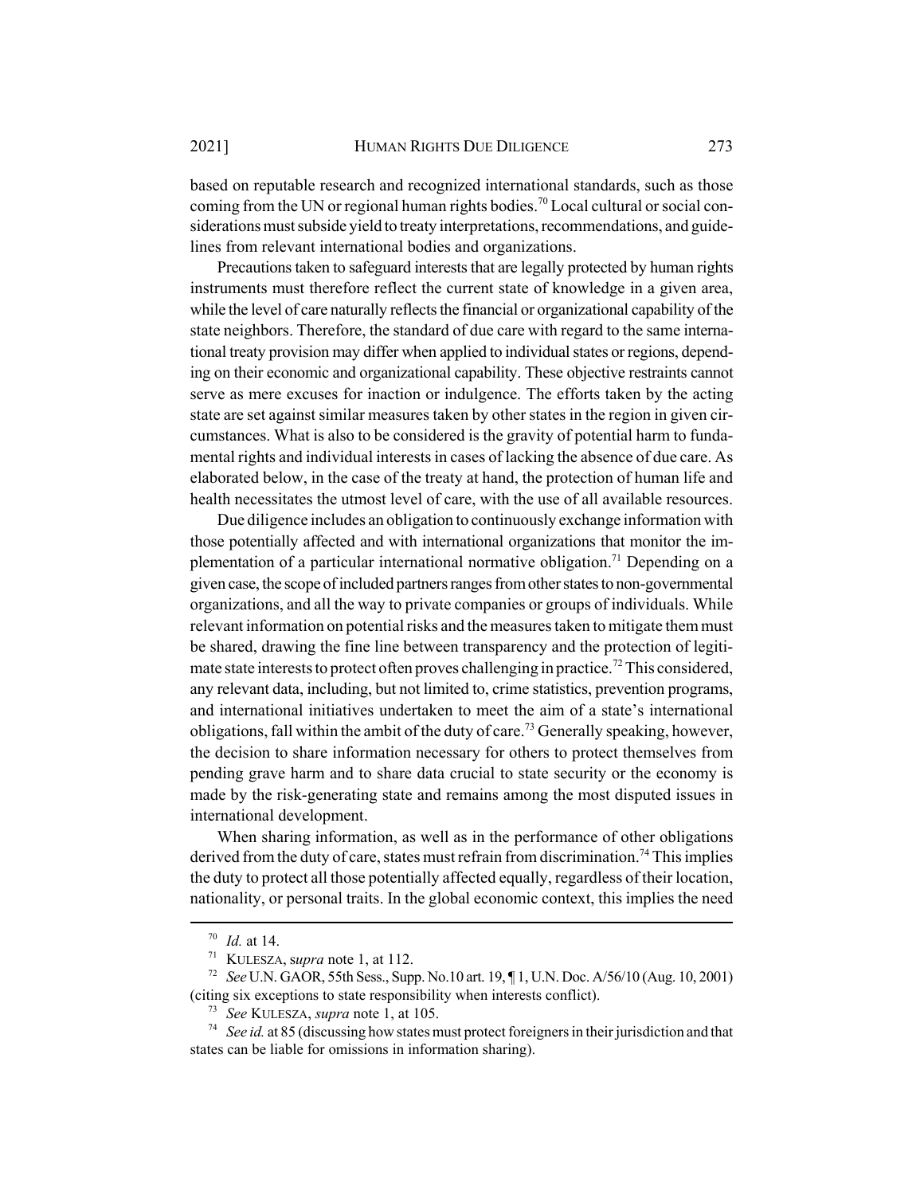based on reputable research and recognized international standards, such as those coming from the UN or regional human rights bodies.[70] Local cultural or social considerations must subside yield to treaty interpretations, recommendations, and guidelines from relevant international bodies and organizations.

Precautions taken to safeguard interests that are legally protected by human rights instruments must therefore reflect the current state of knowledge in a given area, while the level of care naturally reflects the financial or organizational capability of the state neighbors. Therefore, the standard of due care with regard to the same international treaty provision may differ when applied to individual states or regions, depending on their economic and organizational capability. These objective restraints cannot serve as mere excuses for inaction or indulgence. The efforts taken by the acting state are set against similar measures taken by other states in the region in given circumstances. What is also to be considered is the gravity of potential harm to fundamental rights and individual interests in cases of lacking the absence of due care. As elaborated below, in the case of the treaty at hand, the protection of human life and health necessitates the utmost level of care, with the use of all available resources.

Due diligence includes an obligation to continuously exchange information with those potentially affected and with international organizations that monitor the implementation of a particular international normative obligation.[71] Depending on a given case, the scope of included partners ranges from other states to non-governmental organizations, and all the way to private companies or groups of individuals. While relevant information on potential risks and the measures taken to mitigate them must be shared, drawing the fine line between transparency and the protection of legitimate state interests to protect often proves challenging in practice.[72] This considered, any relevant data, including, but not limited to, crime statistics, prevention programs, and international initiatives undertaken to meet the aim of a state's international obligations, fall within the ambit of the duty of care.[73] Generally speaking, however, the decision to share information necessary for others to protect themselves from pending grave harm and to share data crucial to state security or the economy is made by the risk-generating state and remains among the most disputed issues in international development.

When sharing information, as well as in the performance of other obligations derived from the duty of care, states must refrain from discrimination.[74] This implies the duty to protect all those potentially affected equally, regardless of their location, nationality, or personal traits. In the global economic context, this implies the need

---

[70] *Id.* at 14.

[71] KULESZA, s*upra* note 1, at 112.

[72] *See* U.N. GAOR, 55th Sess., Supp. No.10 art. 19, ¶ 1, U.N. Doc. A/56/10 (Aug. 10, 2001) (citing six exceptions to state responsibility when interests conflict).

[73] *See* KULESZA, *supra* note 1, at 105.

[74] *See id.* at 85 (discussing how states must protect foreigners in their jurisdiction and that states can be liable for omissions in information sharing).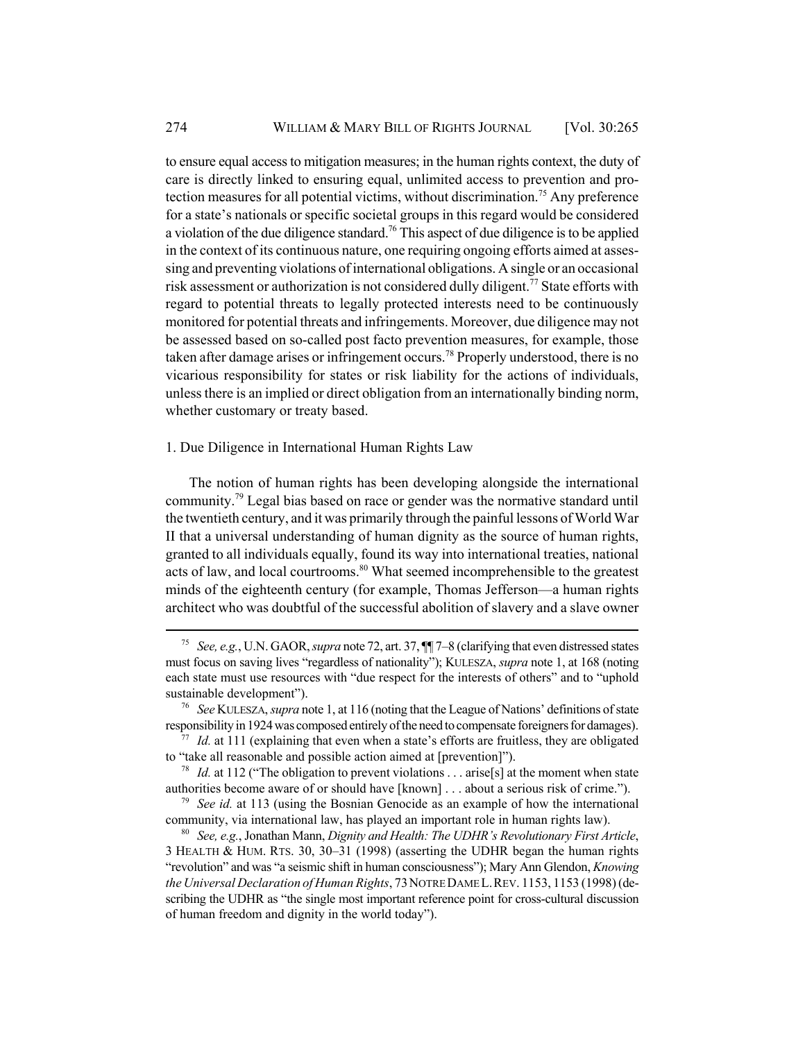to ensure equal access to mitigation measures; in the human rights context, the duty of care is directly linked to ensuring equal, unlimited access to prevention and protection measures for all potential victims, without discrimination.[75] Any preference for a state's nationals or specific societal groups in this regard would be considered a violation of the due diligence standard.[76] This aspect of due diligence is to be applied in the context of its continuous nature, one requiring ongoing efforts aimed at assessing and preventing violations of international obligations. A single or an occasional risk assessment or authorization is not considered dully diligent.[77] State efforts with regard to potential threats to legally protected interests need to be continuously monitored for potential threats and infringements. Moreover, due diligence may not be assessed based on so-called post facto prevention measures, for example, those taken after damage arises or infringement occurs.[78] Properly understood, there is no vicarious responsibility for states or risk liability for the actions of individuals, unless there is an implied or direct obligation from an internationally binding norm, whether customary or treaty based.

### 1. Due Diligence in International Human Rights Law

The notion of human rights has been developing alongside the international community.[79] Legal bias based on race or gender was the normative standard until the twentieth century, and it was primarily through the painful lessons of World War II that a universal understanding of human dignity as the source of human rights, granted to all individuals equally, found its way into international treaties, national acts of law, and local courtrooms.[80] What seemed incomprehensible to the greatest minds of the eighteenth century (for example, Thomas Jefferson—a human rights architect who was doubtful of the successful abolition of slavery and a slave owner

---

[75] *See, e.g.*, U.N. GAOR, *supra* note 72, art. 37, ¶¶ 7–8 (clarifying that even distressed states must focus on saving lives "regardless of nationality"); KULESZA, *supra* note 1, at 168 (noting each state must use resources with "due respect for the interests of others" and to "uphold sustainable development").

[76] *See* KULESZA, *supra* note 1, at 116 (noting that the League of Nations' definitions of state responsibility in 1924 was composed entirely of the need to compensate foreigners for damages).

[77] *Id.* at 111 (explaining that even when a state's efforts are fruitless, they are obligated to "take all reasonable and possible action aimed at [prevention]").

[78] *Id.* at 112 ("The obligation to prevent violations . . . arise[s] at the moment when state authorities become aware of or should have [known] . . . about a serious risk of crime.").

[79] *See id.* at 113 (using the Bosnian Genocide as an example of how the international community, via international law, has played an important role in human rights law).

[80] *See, e.g.*, Jonathan Mann, *Dignity and Health: The UDHR's Revolutionary First Article*, 3 HEALTH & HUM. RTS. 30, 30–31 (1998) (asserting the UDHR began the human rights "revolution" and was "a seismic shift in human consciousness"); Mary Ann Glendon, *Knowing the Universal Declaration of Human Rights*, 73 NOTRE DAME L. REV. 1153, 1153 (1998) (describing the UDHR as "the single most important reference point for cross-cultural discussion of human freedom and dignity in the world today").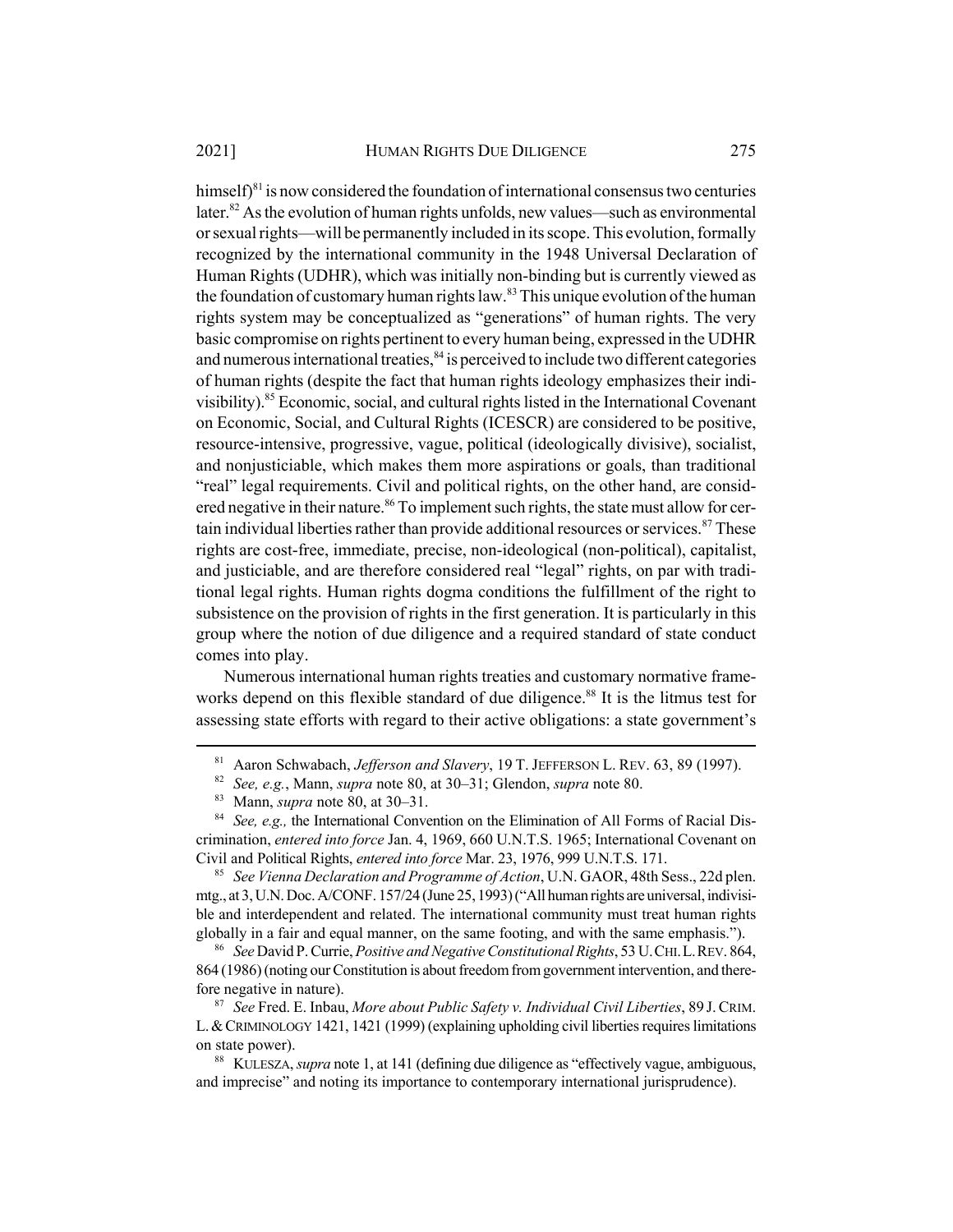himself)[81] is now considered the foundation of international consensus two centuries later.[82] As the evolution of human rights unfolds, new values—such as environmental or sexual rights—will be permanently included in its scope. This evolution, formally recognized by the international community in the 1948 Universal Declaration of Human Rights (UDHR), which was initially non-binding but is currently viewed as the foundation of customary human rights law.[83] This unique evolution of the human rights system may be conceptualized as "generations" of human rights. The very basic compromise on rights pertinent to every human being, expressed in the UDHR and numerous international treaties,[84] is perceived to include two different categories of human rights (despite the fact that human rights ideology emphasizes their indivisibility).[85] Economic, social, and cultural rights listed in the International Covenant on Economic, Social, and Cultural Rights (ICESCR) are considered to be positive, resource-intensive, progressive, vague, political (ideologically divisive), socialist, and nonjusticiable, which makes them more aspirations or goals, than traditional "real" legal requirements. Civil and political rights, on the other hand, are considered negative in their nature.[86] To implement such rights, the state must allow for certain individual liberties rather than provide additional resources or services.[87] These rights are cost-free, immediate, precise, non-ideological (non-political), capitalist, and justiciable, and are therefore considered real "legal" rights, on par with traditional legal rights. Human rights dogma conditions the fulfillment of the right to subsistence on the provision of rights in the first generation. It is particularly in this group where the notion of due diligence and a required standard of state conduct comes into play.

Numerous international human rights treaties and customary normative frameworks depend on this flexible standard of due diligence.[88] It is the litmus test for assessing state efforts with regard to their active obligations: a state government's

---

[81] Aaron Schwabach, *Jefferson and Slavery*, 19 T. JEFFERSON L. REV. 63, 89 (1997).

[82] *See, e.g.*, Mann, *supra* note 80, at 30–31; Glendon, *supra* note 80.

[83] Mann, *supra* note 80, at 30–31.

[84] *See, e.g.,* the International Convention on the Elimination of All Forms of Racial Discrimination, *entered into force* Jan. 4, 1969, 660 U.N.T.S. 1965; International Covenant on Civil and Political Rights, *entered into force* Mar. 23, 1976, 999 U.N.T.S. 171.

[85] *See Vienna Declaration and Programme of Action*, U.N. GAOR, 48th Sess., 22d plen. mtg., at 3, U.N. Doc. A/CONF. 157/24 (June 25, 1993) ("All human rights are universal, indivisible and interdependent and related. The international community must treat human rights globally in a fair and equal manner, on the same footing, and with the same emphasis.").

[86] *See* David P. Currie, *Positive and Negative Constitutional Rights*, 53 U. CHI. L. REV. 864, 864 (1986) (noting our Constitution is about freedom from government intervention, and therefore negative in nature).

[87] *See* Fred. E. Inbau, *More about Public Safety v. Individual Civil Liberties*, 89 J. CRIM. L. & CRIMINOLOGY 1421, 1421 (1999) (explaining upholding civil liberties requires limitations on state power).

[88] KULESZA, *supra* note 1, at 141 (defining due diligence as "effectively vague, ambiguous, and imprecise" and noting its importance to contemporary international jurisprudence).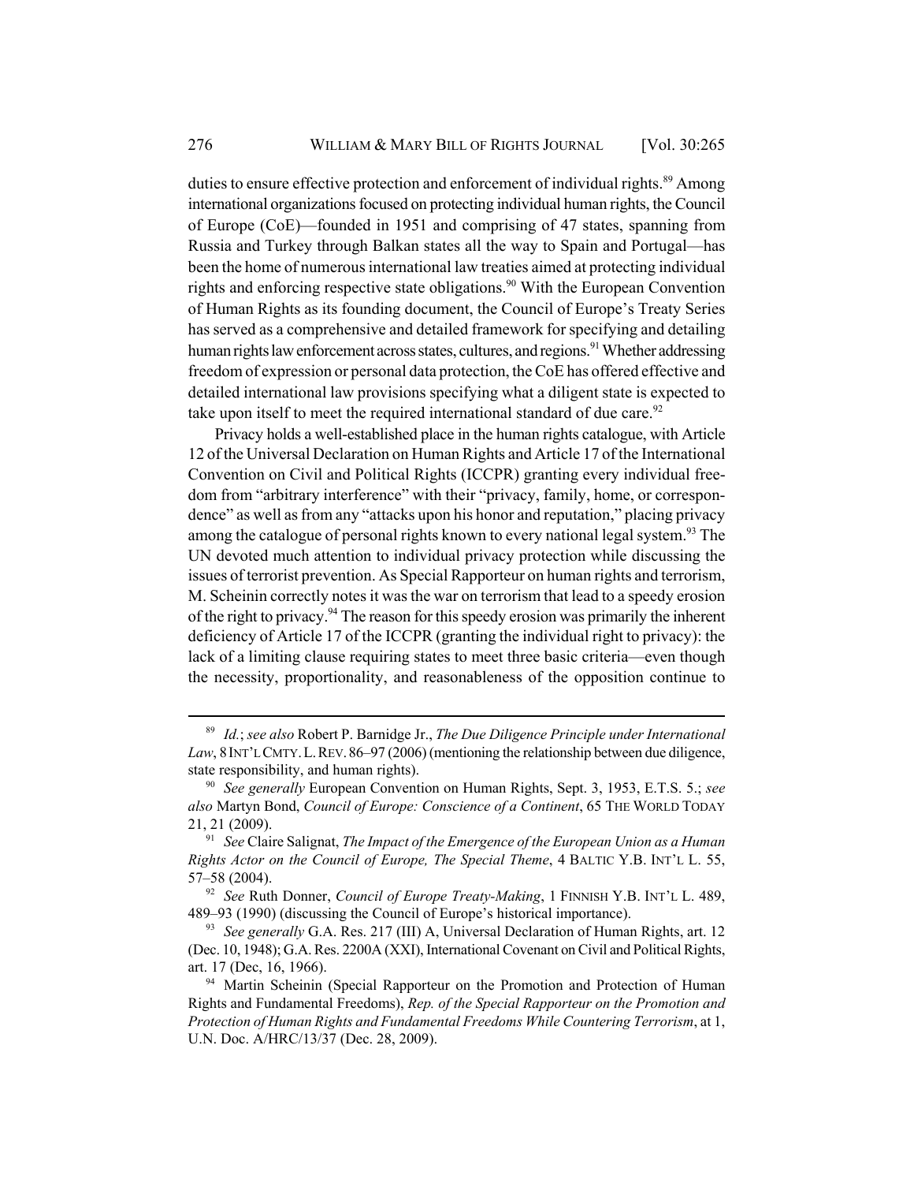duties to ensure effective protection and enforcement of individual rights.[89] Among international organizations focused on protecting individual human rights, the Council of Europe (CoE)—founded in 1951 and comprising of 47 states, spanning from Russia and Turkey through Balkan states all the way to Spain and Portugal—has been the home of numerous international law treaties aimed at protecting individual rights and enforcing respective state obligations.[90] With the European Convention of Human Rights as its founding document, the Council of Europe's Treaty Series has served as a comprehensive and detailed framework for specifying and detailing human rights law enforcement across states, cultures, and regions.[91] Whether addressing freedom of expression or personal data protection, the CoE has offered effective and detailed international law provisions specifying what a diligent state is expected to take upon itself to meet the required international standard of due care.[92]

Privacy holds a well-established place in the human rights catalogue, with Article 12 of the Universal Declaration on Human Rights and Article 17 of the International Convention on Civil and Political Rights (ICCPR) granting every individual freedom from "arbitrary interference" with their "privacy, family, home, or correspondence" as well as from any "attacks upon his honor and reputation," placing privacy among the catalogue of personal rights known to every national legal system.[93] The UN devoted much attention to individual privacy protection while discussing the issues of terrorist prevention. As Special Rapporteur on human rights and terrorism, M. Scheinin correctly notes it was the war on terrorism that lead to a speedy erosion of the right to privacy.[94] The reason for this speedy erosion was primarily the inherent deficiency of Article 17 of the ICCPR (granting the individual right to privacy): the lack of a limiting clause requiring states to meet three basic criteria—even though the necessity, proportionality, and reasonableness of the opposition continue to

---

[89] *Id.*; *see also* Robert P. Barnidge Jr., *The Due Diligence Principle under International Law*, 8 INT'L CMTY. L. REV. 86–97 (2006) (mentioning the relationship between due diligence, state responsibility, and human rights).

[90] *See generally* European Convention on Human Rights, Sept. 3, 1953, E.T.S. 5.; *see also* Martyn Bond, *Council of Europe: Conscience of a Continent*, 65 THE WORLD TODAY 21, 21 (2009).

[91] *See* Claire Salignat, *The Impact of the Emergence of the European Union as a Human Rights Actor on the Council of Europe, The Special Theme*, 4 BALTIC Y.B. INT'L L. 55, 57–58 (2004).

[92] *See* Ruth Donner, *Council of Europe Treaty-Making*, 1 FINNISH Y.B. INT'L L. 489, 489–93 (1990) (discussing the Council of Europe's historical importance).

[93] *See generally* G.A. Res. 217 (III) A, Universal Declaration of Human Rights, art. 12 (Dec. 10, 1948); G.A. Res. 2200A (XXI), International Covenant on Civil and Political Rights, art. 17 (Dec, 16, 1966).

[94] Martin Scheinin (Special Rapporteur on the Promotion and Protection of Human Rights and Fundamental Freedoms), *Rep. of the Special Rapporteur on the Promotion and Protection of Human Rights and Fundamental Freedoms While Countering Terrorism*, at 1, U.N. Doc. A/HRC/13/37 (Dec. 28, 2009).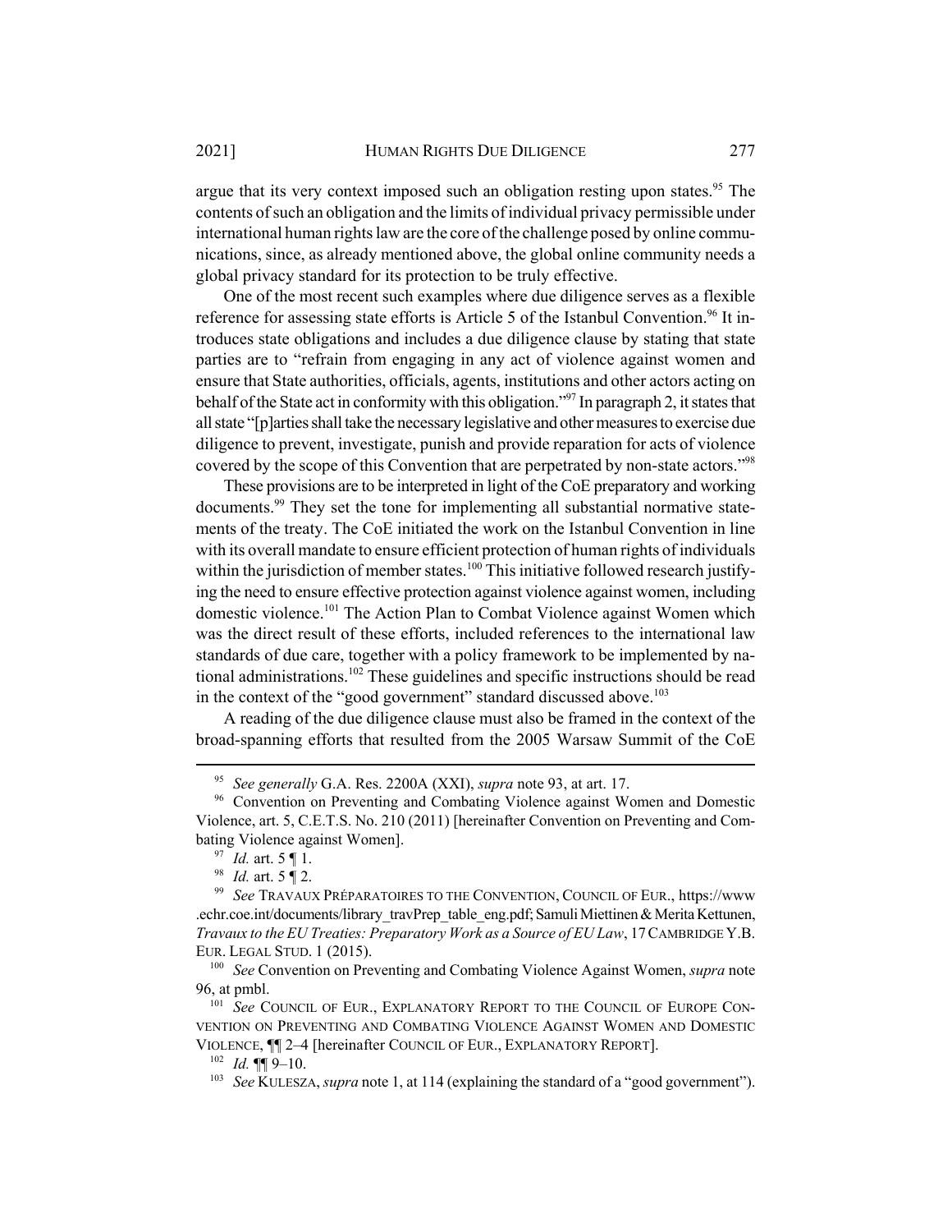argue that its very context imposed such an obligation resting upon states.[95] The contents of such an obligation and the limits of individual privacy permissible under international human rights law are the core of the challenge posed by online communications, since, as already mentioned above, the global online community needs a global privacy standard for its protection to be truly effective.

One of the most recent such examples where due diligence serves as a flexible reference for assessing state efforts is Article 5 of the Istanbul Convention.[96] It introduces state obligations and includes a due diligence clause by stating that state parties are to "refrain from engaging in any act of violence against women and ensure that State authorities, officials, agents, institutions and other actors acting on behalf of the State act in conformity with this obligation."[97] In paragraph 2, it states that all state "[p]arties shall take the necessary legislative and other measures to exercise due diligence to prevent, investigate, punish and provide reparation for acts of violence covered by the scope of this Convention that are perpetrated by non-state actors."[98]

These provisions are to be interpreted in light of the CoE preparatory and working documents.[99] They set the tone for implementing all substantial normative statements of the treaty. The CoE initiated the work on the Istanbul Convention in line with its overall mandate to ensure efficient protection of human rights of individuals within the jurisdiction of member states.[100] This initiative followed research justifying the need to ensure effective protection against violence against women, including domestic violence.[101] The Action Plan to Combat Violence against Women which was the direct result of these efforts, included references to the international law standards of due care, together with a policy framework to be implemented by national administrations.[102] These guidelines and specific instructions should be read in the context of the "good government" standard discussed above.[103]

A reading of the due diligence clause must also be framed in the context of the broad-spanning efforts that resulted from the 2005 Warsaw Summit of the CoE

---

[95] *See generally* G.A. Res. 2200A (XXI), *supra* note 93, at art. 17.

[96] Convention on Preventing and Combating Violence against Women and Domestic Violence, art. 5, C.E.T.S. No. 210 (2011) [hereinafter Convention on Preventing and Combating Violence against Women].

[97] *Id.* art. 5 ¶ 1.

[98] *Id.* art. 5 ¶ 2.

[99] *See* TRAVAUX PRÉPARATOIRES TO THE CONVENTION, COUNCIL OF EUR., https://www.echr.coe.int/documents/library_travPrep_table_eng.pdf; Samuli Miettinen & Merita Kettunen, *Travaux to the EU Treaties: Preparatory Work as a Source of EU Law*, 17 CAMBRIDGE Y.B. EUR. LEGAL STUD. 1 (2015).

[100] *See* Convention on Preventing and Combating Violence Against Women, *supra* note 96, at pmbl.

[101] *See* COUNCIL OF EUR., EXPLANATORY REPORT TO THE COUNCIL OF EUROPE CONVENTION ON PREVENTING AND COMBATING VIOLENCE AGAINST WOMEN AND DOMESTIC VIOLENCE, ¶¶ 2–4 [hereinafter COUNCIL OF EUR., EXPLANATORY REPORT].

[102] *Id.* ¶¶ 9–10.

[103] *See* KULESZA, *supra* note 1, at 114 (explaining the standard of a "good government").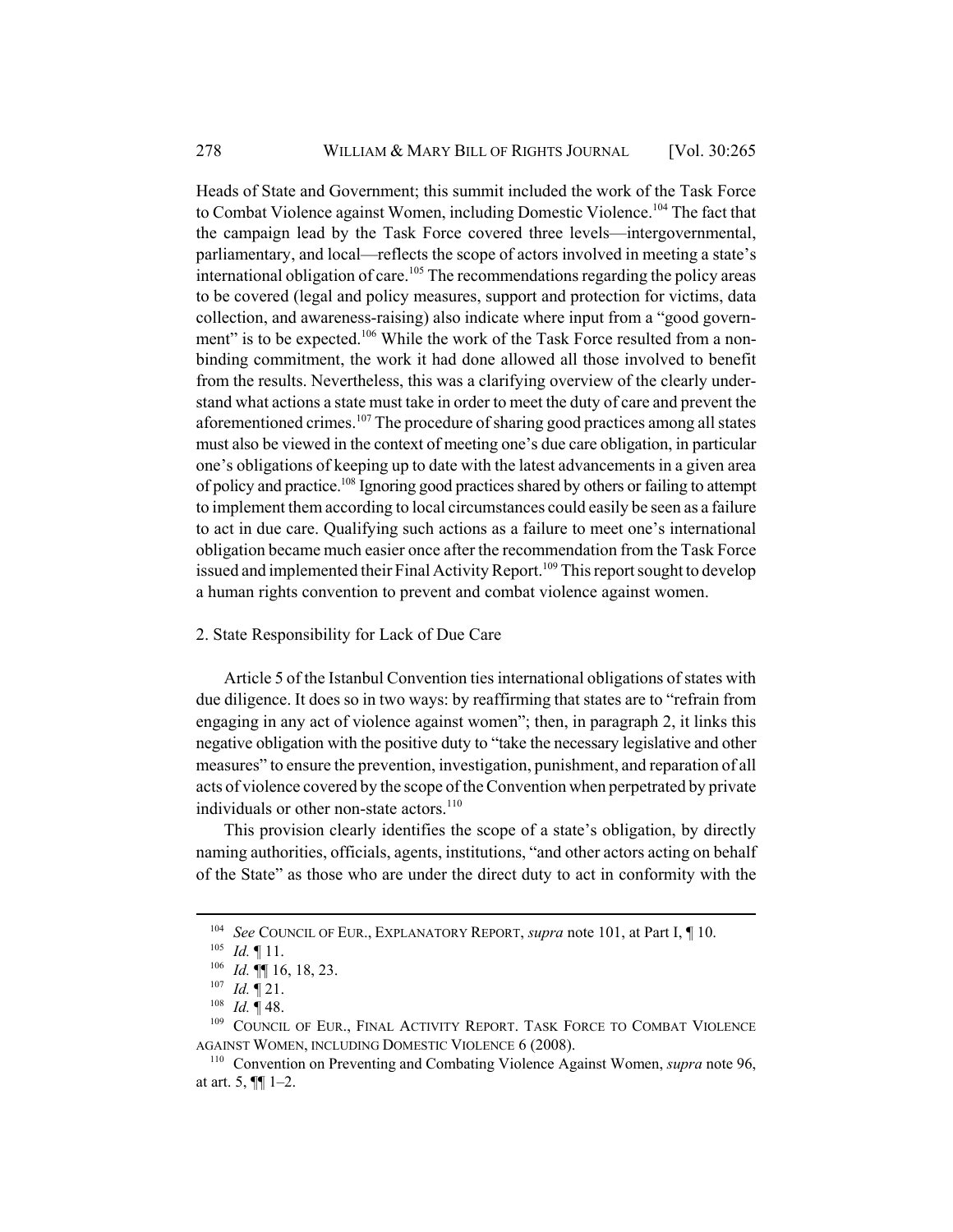Heads of State and Government; this summit included the work of the Task Force to Combat Violence against Women, including Domestic Violence.[104] The fact that the campaign lead by the Task Force covered three levels—intergovernmental, parliamentary, and local—reflects the scope of actors involved in meeting a state's international obligation of care.[105] The recommendations regarding the policy areas to be covered (legal and policy measures, support and protection for victims, data collection, and awareness-raising) also indicate where input from a "good government" is to be expected.[106] While the work of the Task Force resulted from a non-binding commitment, the work it had done allowed all those involved to benefit from the results. Nevertheless, this was a clarifying overview of the clearly understand what actions a state must take in order to meet the duty of care and prevent the aforementioned crimes.[107] The procedure of sharing good practices among all states must also be viewed in the context of meeting one's due care obligation, in particular one's obligations of keeping up to date with the latest advancements in a given area of policy and practice.[108] Ignoring good practices shared by others or failing to attempt to implement them according to local circumstances could easily be seen as a failure to act in due care. Qualifying such actions as a failure to meet one's international obligation became much easier once after the recommendation from the Task Force issued and implemented their Final Activity Report.[109] This report sought to develop a human rights convention to prevent and combat violence against women.

2. State Responsibility for Lack of Due Care

Article 5 of the Istanbul Convention ties international obligations of states with due diligence. It does so in two ways: by reaffirming that states are to "refrain from engaging in any act of violence against women"; then, in paragraph 2, it links this negative obligation with the positive duty to "take the necessary legislative and other measures" to ensure the prevention, investigation, punishment, and reparation of all acts of violence covered by the scope of the Convention when perpetrated by private individuals or other non-state actors.[110]

This provision clearly identifies the scope of a state's obligation, by directly naming authorities, officials, agents, institutions, "and other actors acting on behalf of the State" as those who are under the direct duty to act in conformity with the

---

[104] *See* COUNCIL OF EUR., EXPLANATORY REPORT, *supra* note 101, at Part I, ¶ 10.

[105] *Id.* ¶ 11.

[106] *Id.* ¶¶ 16, 18, 23.

[107] *Id.* ¶ 21.

[108] *Id.* ¶ 48.

[109] COUNCIL OF EUR., FINAL ACTIVITY REPORT. TASK FORCE TO COMBAT VIOLENCE AGAINST WOMEN, INCLUDING DOMESTIC VIOLENCE 6 (2008).

[110] Convention on Preventing and Combating Violence Against Women, *supra* note 96, at art. 5, ¶¶ 1–2.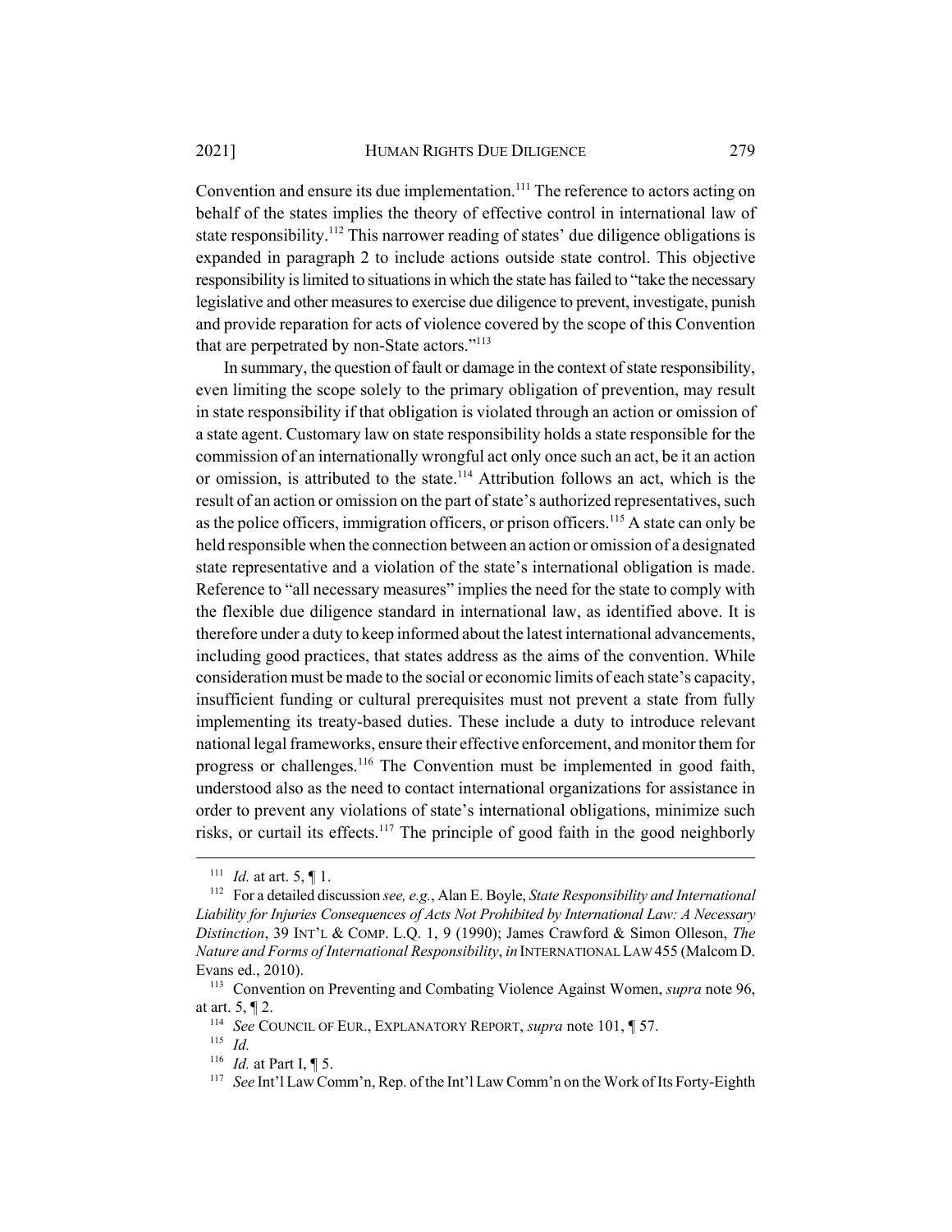Convention and ensure its due implementation.[111] The reference to actors acting on behalf of the states implies the theory of effective control in international law of state responsibility.[112] This narrower reading of states' due diligence obligations is expanded in paragraph 2 to include actions outside state control. This objective responsibility is limited to situations in which the state has failed to "take the necessary legislative and other measures to exercise due diligence to prevent, investigate, punish and provide reparation for acts of violence covered by the scope of this Convention that are perpetrated by non-State actors."[113]

In summary, the question of fault or damage in the context of state responsibility, even limiting the scope solely to the primary obligation of prevention, may result in state responsibility if that obligation is violated through an action or omission of a state agent. Customary law on state responsibility holds a state responsible for the commission of an internationally wrongful act only once such an act, be it an action or omission, is attributed to the state.[114] Attribution follows an act, which is the result of an action or omission on the part of state's authorized representatives, such as the police officers, immigration officers, or prison officers.[115] A state can only be held responsible when the connection between an action or omission of a designated state representative and a violation of the state's international obligation is made. Reference to "all necessary measures" implies the need for the state to comply with the flexible due diligence standard in international law, as identified above. It is therefore under a duty to keep informed about the latest international advancements, including good practices, that states address as the aims of the convention. While consideration must be made to the social or economic limits of each state's capacity, insufficient funding or cultural prerequisites must not prevent a state from fully implementing its treaty-based duties. These include a duty to introduce relevant national legal frameworks, ensure their effective enforcement, and monitor them for progress or challenges.[116] The Convention must be implemented in good faith, understood also as the need to contact international organizations for assistance in order to prevent any violations of state's international obligations, minimize such risks, or curtail its effects.[117] The principle of good faith in the good neighborly

---

[111] *Id.* at art. 5, ¶ 1.

[112] For a detailed discussion *see, e.g.*, Alan E. Boyle, *State Responsibility and International Liability for Injuries Consequences of Acts Not Prohibited by International Law: A Necessary Distinction*, 39 INT'L & COMP. L.Q. 1, 9 (1990); James Crawford & Simon Olleson, *The Nature and Forms of International Responsibility*, *in* INTERNATIONAL LAW 455 (Malcom D. Evans ed., 2010).

[113] Convention on Preventing and Combating Violence Against Women, *supra* note 96, at art. 5, ¶ 2.

[114] *See* COUNCIL OF EUR., EXPLANATORY REPORT, *supra* note 101, ¶ 57.

[115] *Id.*

[116] *Id.* at Part I, ¶ 5.

[117] *See* Int'l Law Comm'n, Rep. of the Int'l Law Comm'n on the Work of Its Forty-Eighth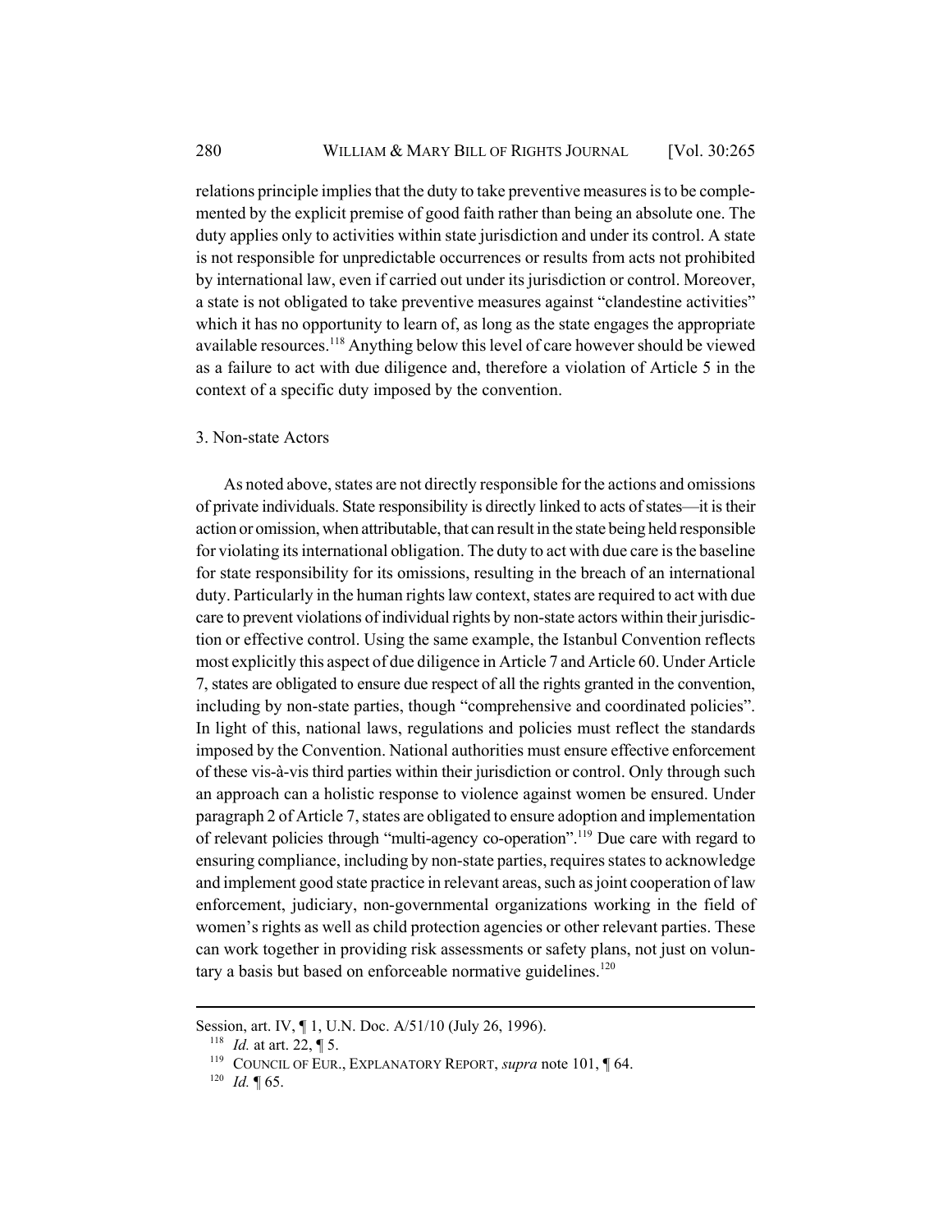relations principle implies that the duty to take preventive measures is to be complemented by the explicit premise of good faith rather than being an absolute one. The duty applies only to activities within state jurisdiction and under its control. A state is not responsible for unpredictable occurrences or results from acts not prohibited by international law, even if carried out under its jurisdiction or control. Moreover, a state is not obligated to take preventive measures against "clandestine activities" which it has no opportunity to learn of, as long as the state engages the appropriate available resources.[118] Anything below this level of care however should be viewed as a failure to act with due diligence and, therefore a violation of Article 5 in the context of a specific duty imposed by the convention.

3. Non-state Actors

As noted above, states are not directly responsible for the actions and omissions of private individuals. State responsibility is directly linked to acts of states—it is their action or omission, when attributable, that can result in the state being held responsible for violating its international obligation. The duty to act with due care is the baseline for state responsibility for its omissions, resulting in the breach of an international duty. Particularly in the human rights law context, states are required to act with due care to prevent violations of individual rights by non-state actors within their jurisdiction or effective control. Using the same example, the Istanbul Convention reflects most explicitly this aspect of due diligence in Article 7 and Article 60. Under Article 7, states are obligated to ensure due respect of all the rights granted in the convention, including by non-state parties, though "comprehensive and coordinated policies". In light of this, national laws, regulations and policies must reflect the standards imposed by the Convention. National authorities must ensure effective enforcement of these vis-à-vis third parties within their jurisdiction or control. Only through such an approach can a holistic response to violence against women be ensured. Under paragraph 2 of Article 7, states are obligated to ensure adoption and implementation of relevant policies through "multi-agency co-operation".[119] Due care with regard to ensuring compliance, including by non-state parties, requires states to acknowledge and implement good state practice in relevant areas, such as joint cooperation of law enforcement, judiciary, non-governmental organizations working in the field of women's rights as well as child protection agencies or other relevant parties. These can work together in providing risk assessments or safety plans, not just on voluntary a basis but based on enforceable normative guidelines.[120]

---

Session, art. IV, ¶ 1, U.N. Doc. A/51/10 (July 26, 1996).

[118] *Id.* at art. 22, ¶ 5.

[119] COUNCIL OF EUR., EXPLANATORY REPORT, *supra* note 101, ¶ 64.

[120] *Id.* ¶ 65.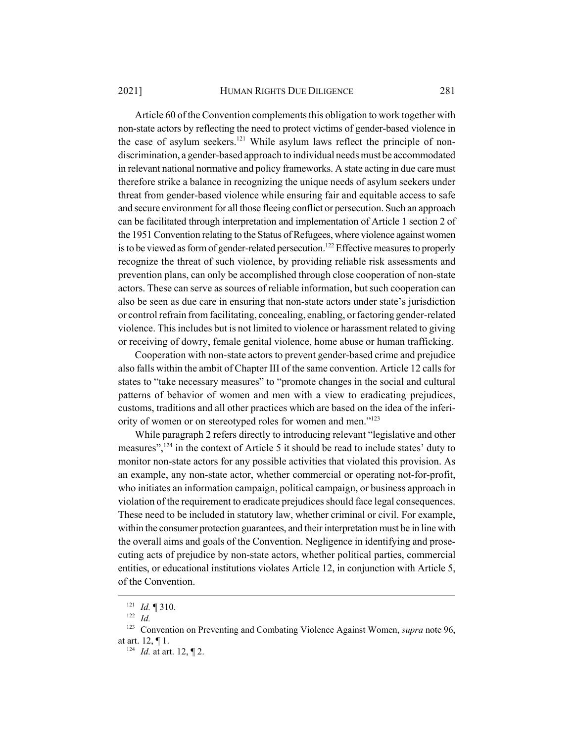Article 60 of the Convention complements this obligation to work together with non-state actors by reflecting the need to protect victims of gender-based violence in the case of asylum seekers.[121] While asylum laws reflect the principle of non-discrimination, a gender-based approach to individual needs must be accommodated in relevant national normative and policy frameworks. A state acting in due care must therefore strike a balance in recognizing the unique needs of asylum seekers under threat from gender-based violence while ensuring fair and equitable access to safe and secure environment for all those fleeing conflict or persecution. Such an approach can be facilitated through interpretation and implementation of Article 1 section 2 of the 1951 Convention relating to the Status of Refugees, where violence against women is to be viewed as form of gender-related persecution.[122] Effective measures to properly recognize the threat of such violence, by providing reliable risk assessments and prevention plans, can only be accomplished through close cooperation of non-state actors. These can serve as sources of reliable information, but such cooperation can also be seen as due care in ensuring that non-state actors under state's jurisdiction or control refrain from facilitating, concealing, enabling, or factoring gender-related violence. This includes but is not limited to violence or harassment related to giving or receiving of dowry, female genital violence, home abuse or human trafficking.

Cooperation with non-state actors to prevent gender-based crime and prejudice also falls within the ambit of Chapter III of the same convention. Article 12 calls for states to "take necessary measures" to "promote changes in the social and cultural patterns of behavior of women and men with a view to eradicating prejudices, customs, traditions and all other practices which are based on the idea of the inferiority of women or on stereotyped roles for women and men."[123]

While paragraph 2 refers directly to introducing relevant "legislative and other measures",[124] in the context of Article 5 it should be read to include states' duty to monitor non-state actors for any possible activities that violated this provision. As an example, any non-state actor, whether commercial or operating not-for-profit, who initiates an information campaign, political campaign, or business approach in violation of the requirement to eradicate prejudices should face legal consequences. These need to be included in statutory law, whether criminal or civil. For example, within the consumer protection guarantees, and their interpretation must be in line with the overall aims and goals of the Convention. Negligence in identifying and prosecuting acts of prejudice by non-state actors, whether political parties, commercial entities, or educational institutions violates Article 12, in conjunction with Article 5, of the Convention.

---

[121] *Id.* ¶ 310.

[122] *Id.*

[123] Convention on Preventing and Combating Violence Against Women, *supra* note 96, at art. 12, ¶ 1.

[124] *Id.* at art. 12, ¶ 2.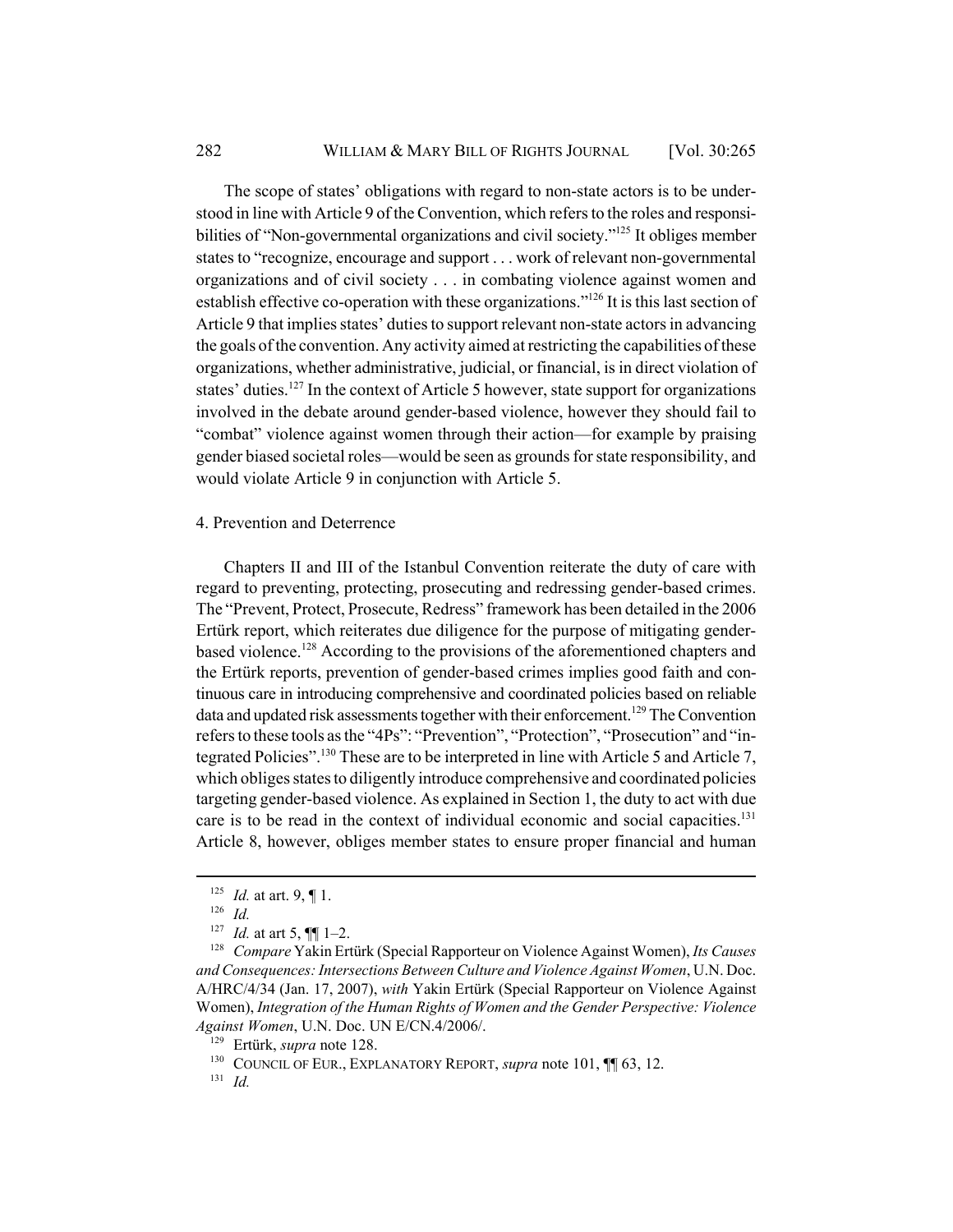The scope of states' obligations with regard to non-state actors is to be understood in line with Article 9 of the Convention, which refers to the roles and responsibilities of "Non-governmental organizations and civil society."[125] It obliges member states to "recognize, encourage and support . . . work of relevant non-governmental organizations and of civil society . . . in combating violence against women and establish effective co-operation with these organizations."[126] It is this last section of Article 9 that implies states' duties to support relevant non-state actors in advancing the goals of the convention. Any activity aimed at restricting the capabilities of these organizations, whether administrative, judicial, or financial, is in direct violation of states' duties.[127] In the context of Article 5 however, state support for organizations involved in the debate around gender-based violence, however they should fail to "combat" violence against women through their action—for example by praising gender biased societal roles—would be seen as grounds for state responsibility, and would violate Article 9 in conjunction with Article 5.

4. Prevention and Deterrence

Chapters II and III of the Istanbul Convention reiterate the duty of care with regard to preventing, protecting, prosecuting and redressing gender-based crimes. The "Prevent, Protect, Prosecute, Redress" framework has been detailed in the 2006 Ertürk report, which reiterates due diligence for the purpose of mitigating gender-based violence.[128] According to the provisions of the aforementioned chapters and the Ertürk reports, prevention of gender-based crimes implies good faith and continuous care in introducing comprehensive and coordinated policies based on reliable data and updated risk assessments together with their enforcement.[129] The Convention refers to these tools as the "4Ps": "Prevention", "Protection", "Prosecution" and "integrated Policies".[130] These are to be interpreted in line with Article 5 and Article 7, which obliges states to diligently introduce comprehensive and coordinated policies targeting gender-based violence. As explained in Section 1, the duty to act with due care is to be read in the context of individual economic and social capacities.[131] Article 8, however, obliges member states to ensure proper financial and human

---

[125] *Id.* at art. 9, ¶ 1.

[126] *Id.*

[127] *Id.* at art 5, ¶¶ 1–2.

[128] *Compare* Yakin Ertürk (Special Rapporteur on Violence Against Women), *Its Causes and Consequences: Intersections Between Culture and Violence Against Women*, U.N. Doc. A/HRC/4/34 (Jan. 17, 2007), *with* Yakin Ertürk (Special Rapporteur on Violence Against Women), *Integration of the Human Rights of Women and the Gender Perspective: Violence Against Women*, U.N. Doc. UN E/CN.4/2006/.

[129] Ertürk, *supra* note 128.

[130] COUNCIL OF EUR., EXPLANATORY REPORT, *supra* note 101, ¶¶ 63, 12.

[131] *Id.*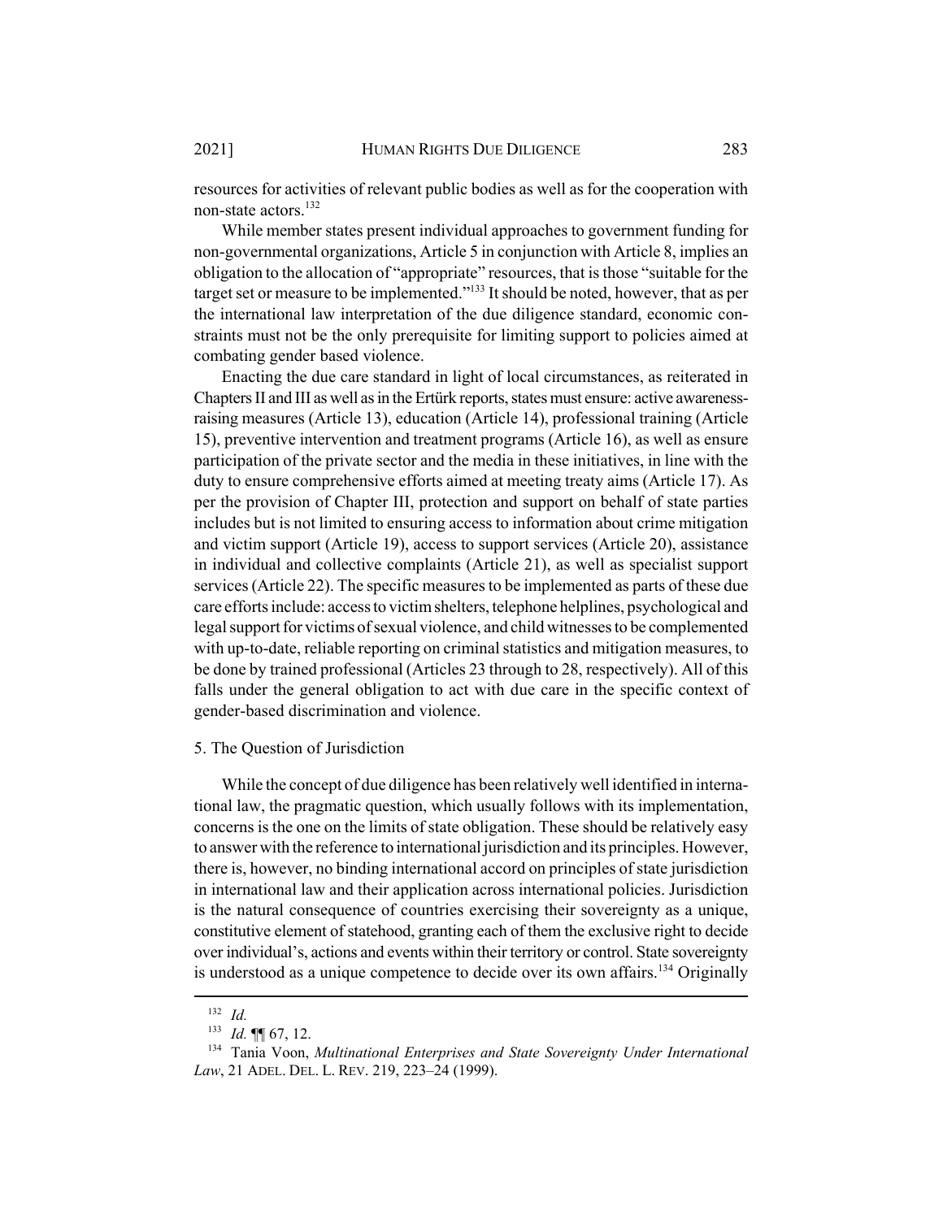resources for activities of relevant public bodies as well as for the cooperation with non-state actors.[132]

While member states present individual approaches to government funding for non-governmental organizations, Article 5 in conjunction with Article 8, implies an obligation to the allocation of "appropriate" resources, that is those "suitable for the target set or measure to be implemented."[133] It should be noted, however, that as per the international law interpretation of the due diligence standard, economic constraints must not be the only prerequisite for limiting support to policies aimed at combating gender based violence.

Enacting the due care standard in light of local circumstances, as reiterated in Chapters II and III as well as in the Ertürk reports, states must ensure: active awareness-raising measures (Article 13), education (Article 14), professional training (Article 15), preventive intervention and treatment programs (Article 16), as well as ensure participation of the private sector and the media in these initiatives, in line with the duty to ensure comprehensive efforts aimed at meeting treaty aims (Article 17). As per the provision of Chapter III, protection and support on behalf of state parties includes but is not limited to ensuring access to information about crime mitigation and victim support (Article 19), access to support services (Article 20), assistance in individual and collective complaints (Article 21), as well as specialist support services (Article 22). The specific measures to be implemented as parts of these due care efforts include: access to victim shelters, telephone helplines, psychological and legal support for victims of sexual violence, and child witnesses to be complemented with up-to-date, reliable reporting on criminal statistics and mitigation measures, to be done by trained professional (Articles 23 through to 28, respectively). All of this falls under the general obligation to act with due care in the specific context of gender-based discrimination and violence.

5. The Question of Jurisdiction

While the concept of due diligence has been relatively well identified in international law, the pragmatic question, which usually follows with its implementation, concerns is the one on the limits of state obligation. These should be relatively easy to answer with the reference to international jurisdiction and its principles. However, there is, however, no binding international accord on principles of state jurisdiction in international law and their application across international policies. Jurisdiction is the natural consequence of countries exercising their sovereignty as a unique, constitutive element of statehood, granting each of them the exclusive right to decide over individual's, actions and events within their territory or control. State sovereignty is understood as a unique competence to decide over its own affairs.[134] Originally

---

[132] *Id.*

[133] *Id.* ¶¶ 67, 12.

[134] Tania Voon, *Multinational Enterprises and State Sovereignty Under International Law*, 21 ADEL. DEL. L. REV. 219, 223–24 (1999).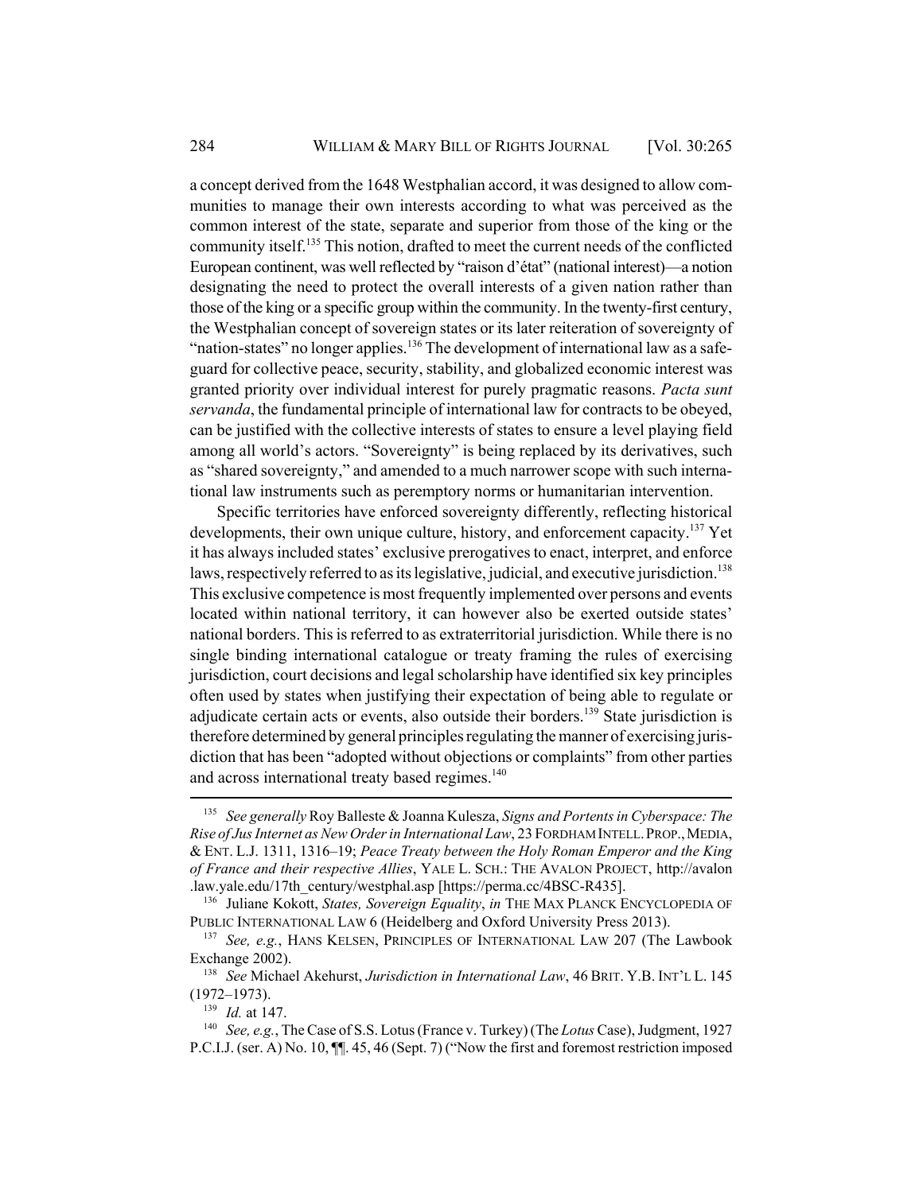a concept derived from the 1648 Westphalian accord, it was designed to allow communities to manage their own interests according to what was perceived as the common interest of the state, separate and superior from those of the king or the community itself.[135] This notion, drafted to meet the current needs of the conflicted European continent, was well reflected by "raison d'état" (national interest)—a notion designating the need to protect the overall interests of a given nation rather than those of the king or a specific group within the community. In the twenty-first century, the Westphalian concept of sovereign states or its later reiteration of sovereignty of "nation-states" no longer applies.[136] The development of international law as a safeguard for collective peace, security, stability, and globalized economic interest was granted priority over individual interest for purely pragmatic reasons. *Pacta sunt servanda*, the fundamental principle of international law for contracts to be obeyed, can be justified with the collective interests of states to ensure a level playing field among all world's actors. "Sovereignty" is being replaced by its derivatives, such as "shared sovereignty," and amended to a much narrower scope with such international law instruments such as peremptory norms or humanitarian intervention.

Specific territories have enforced sovereignty differently, reflecting historical developments, their own unique culture, history, and enforcement capacity.[137] Yet it has always included states' exclusive prerogatives to enact, interpret, and enforce laws, respectively referred to as its legislative, judicial, and executive jurisdiction.[138] This exclusive competence is most frequently implemented over persons and events located within national territory, it can however also be exerted outside states' national borders. This is referred to as extraterritorial jurisdiction. While there is no single binding international catalogue or treaty framing the rules of exercising jurisdiction, court decisions and legal scholarship have identified six key principles often used by states when justifying their expectation of being able to regulate or adjudicate certain acts or events, also outside their borders.[139] State jurisdiction is therefore determined by general principles regulating the manner of exercising jurisdiction that has been "adopted without objections or complaints" from other parties and across international treaty based regimes.[140]

---

[135] *See generally* Roy Balleste & Joanna Kulesza, *Signs and Portents in Cyberspace: The Rise of Jus Internet as New Order in International Law*, 23 FORDHAM INTELL. PROP., MEDIA, & ENT. L.J. 1311, 1316–19; *Peace Treaty between the Holy Roman Emperor and the King of France and their respective Allies*, YALE L. SCH.: THE AVALON PROJECT, http://avalon.law.yale.edu/17th_century/westphal.asp [https://perma.cc/4BSC-R435].

[136] Juliane Kokott, *States, Sovereign Equality*, *in* THE MAX PLANCK ENCYCLOPEDIA OF PUBLIC INTERNATIONAL LAW 6 (Heidelberg and Oxford University Press 2013).

[137] *See, e.g.*, HANS KELSEN, PRINCIPLES OF INTERNATIONAL LAW 207 (The Lawbook Exchange 2002).

[138] *See* Michael Akehurst, *Jurisdiction in International Law*, 46 BRIT. Y.B. INT'L L. 145 (1972–1973).

[139] *Id.* at 147.

[140] *See, e.g.*, The Case of S.S. Lotus (France v. Turkey) (The *Lotus* Case), Judgment, 1927 P.C.I.J. (ser. A) No. 10, ¶¶. 45, 46 (Sept. 7) ("Now the first and foremost restriction imposed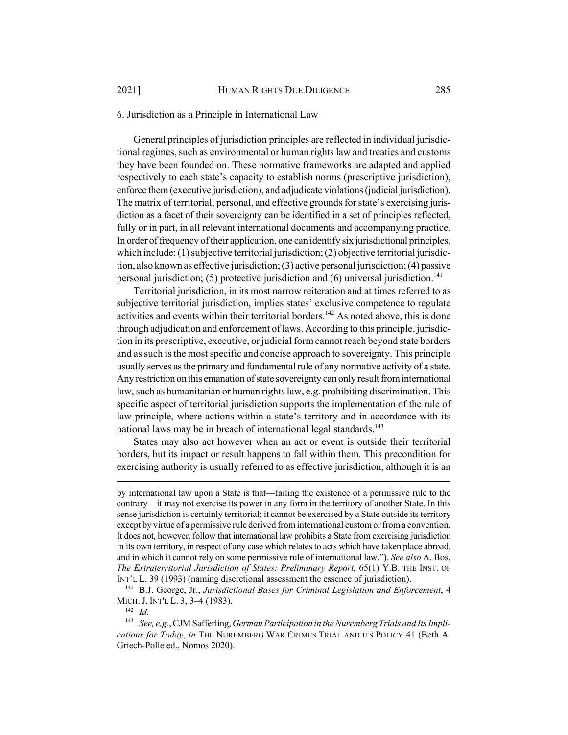### 6. Jurisdiction as a Principle in International Law

General principles of jurisdiction principles are reflected in individual jurisdictional regimes, such as environmental or human rights law and treaties and customs they have been founded on. These normative frameworks are adapted and applied respectively to each state's capacity to establish norms (prescriptive jurisdiction), enforce them (executive jurisdiction), and adjudicate violations (judicial jurisdiction). The matrix of territorial, personal, and effective grounds for state's exercising jurisdiction as a facet of their sovereignty can be identified in a set of principles reflected, fully or in part, in all relevant international documents and accompanying practice. In order of frequency of their application, one can identify six jurisdictional principles, which include: (1) subjective territorial jurisdiction; (2) objective territorial jurisdiction, also known as effective jurisdiction; (3) active personal jurisdiction; (4) passive personal jurisdiction; (5) protective jurisdiction and (6) universal jurisdiction.[141]

Territorial jurisdiction, in its most narrow reiteration and at times referred to as subjective territorial jurisdiction, implies states' exclusive competence to regulate activities and events within their territorial borders.[142] As noted above, this is done through adjudication and enforcement of laws. According to this principle, jurisdiction in its prescriptive, executive, or judicial form cannot reach beyond state borders and as such is the most specific and concise approach to sovereignty. This principle usually serves as the primary and fundamental rule of any normative activity of a state. Any restriction on this emanation of state sovereignty can only result from international law, such as humanitarian or human rights law, e.g. prohibiting discrimination. This specific aspect of territorial jurisdiction supports the implementation of the rule of law principle, where actions within a state's territory and in accordance with its national laws may be in breach of international legal standards.[143]

States may also act however when an act or event is outside their territorial borders, but its impact or result happens to fall within them. This precondition for exercising authority is usually referred to as effective jurisdiction, although it is an

---

by international law upon a State is that—failing the existence of a permissive rule to the contrary—it may not exercise its power in any form in the territory of another State. In this sense jurisdiction is certainly territorial; it cannot be exercised by a State outside its territory except by virtue of a permissive rule derived from international custom or from a convention. It does not, however, follow that international law prohibits a State from exercising jurisdiction in its own territory, in respect of any case which relates to acts which have taken place abroad, and in which it cannot rely on some permissive rule of international law."). *See also* A. Bos, *The Extraterritorial Jurisdiction of States: Preliminary Report*, 65(1) Y.B. THE INST. OF INT'L L. 39 (1993) (naming discretional assessment the essence of jurisdiction).

[141] B.J. George, Jr., *Jurisdictional Bases for Criminal Legislation and Enforcement*, 4 MICH. J. INT'L L. 3, 3–4 (1983).

[142] *Id.*

[143] *See, e.g.*, CJM Safferling, *German Participation in the Nuremberg Trials and Its Implications for Today*, *in* THE NUREMBERG WAR CRIMES TRIAL AND ITS POLICY 41 (Beth A. Griech-Polle ed., Nomos 2020).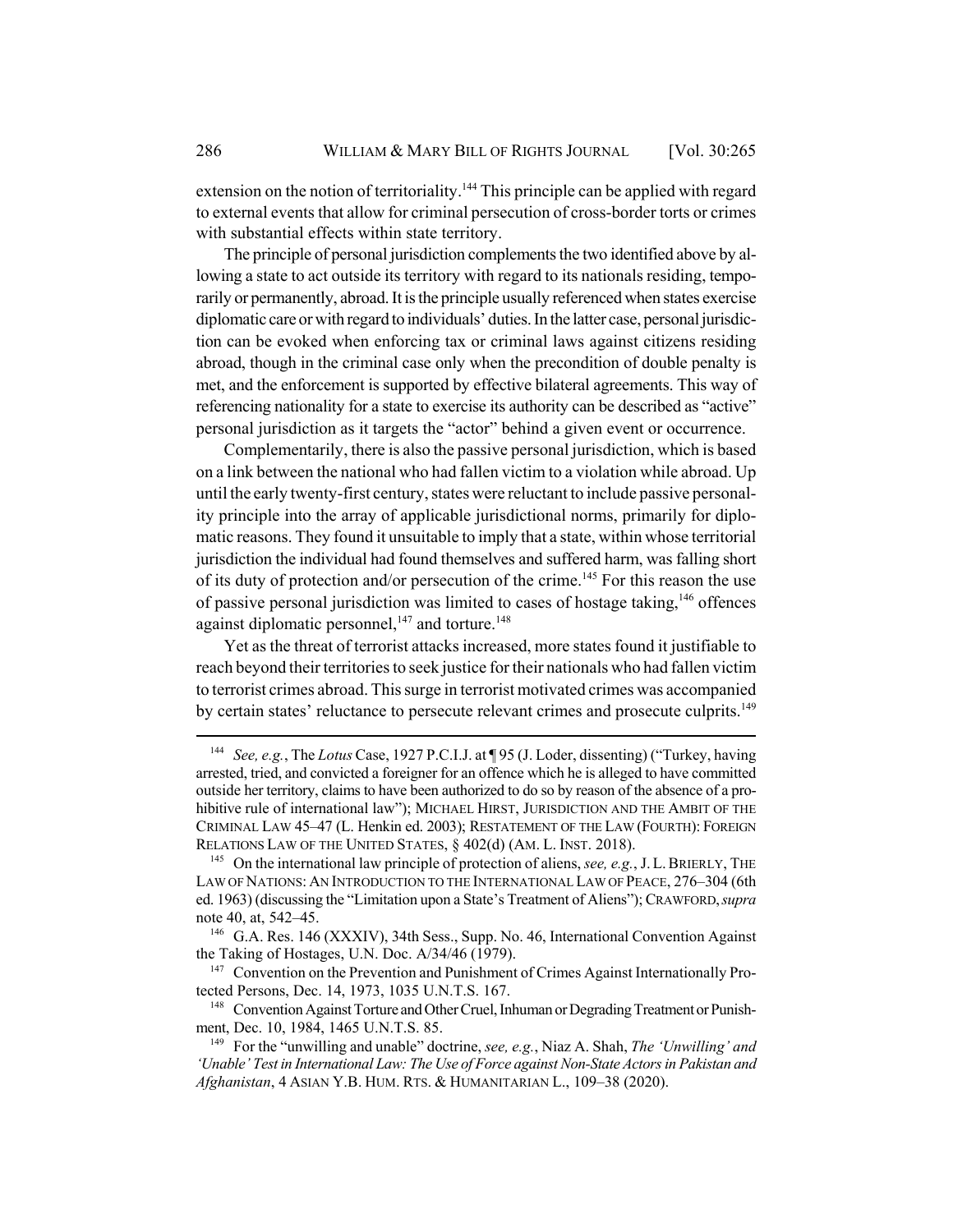extension on the notion of territoriality.[144] This principle can be applied with regard to external events that allow for criminal persecution of cross-border torts or crimes with substantial effects within state territory.

The principle of personal jurisdiction complements the two identified above by allowing a state to act outside its territory with regard to its nationals residing, temporarily or permanently, abroad. It is the principle usually referenced when states exercise diplomatic care or with regard to individuals' duties. In the latter case, personal jurisdiction can be evoked when enforcing tax or criminal laws against citizens residing abroad, though in the criminal case only when the precondition of double penalty is met, and the enforcement is supported by effective bilateral agreements. This way of referencing nationality for a state to exercise its authority can be described as "active" personal jurisdiction as it targets the "actor" behind a given event or occurrence.

Complementarily, there is also the passive personal jurisdiction, which is based on a link between the national who had fallen victim to a violation while abroad. Up until the early twenty-first century, states were reluctant to include passive personality principle into the array of applicable jurisdictional norms, primarily for diplomatic reasons. They found it unsuitable to imply that a state, within whose territorial jurisdiction the individual had found themselves and suffered harm, was falling short of its duty of protection and/or persecution of the crime.[145] For this reason the use of passive personal jurisdiction was limited to cases of hostage taking,[146] offences against diplomatic personnel,[147] and torture.[148]

Yet as the threat of terrorist attacks increased, more states found it justifiable to reach beyond their territories to seek justice for their nationals who had fallen victim to terrorist crimes abroad. This surge in terrorist motivated crimes was accompanied by certain states' reluctance to persecute relevant crimes and prosecute culprits.[149]

---

[144] *See, e.g.*, The *Lotus* Case, 1927 P.C.I.J. at ¶ 95 (J. Loder, dissenting) ("Turkey, having arrested, tried, and convicted a foreigner for an offence which he is alleged to have committed outside her territory, claims to have been authorized to do so by reason of the absence of a prohibitive rule of international law"); MICHAEL HIRST, JURISDICTION AND THE AMBIT OF THE CRIMINAL LAW 45–47 (L. Henkin ed. 2003); RESTATEMENT OF THE LAW (FOURTH): FOREIGN RELATIONS LAW OF THE UNITED STATES, § 402(d) (AM. L. INST. 2018).

[145] On the international law principle of protection of aliens, *see, e.g.*, J. L. BRIERLY, THE LAW OF NATIONS: AN INTRODUCTION TO THE INTERNATIONAL LAW OF PEACE, 276–304 (6th ed. 1963) (discussing the "Limitation upon a State's Treatment of Aliens"); CRAWFORD, *supra* note 40, at, 542–45.

[146] G.A. Res. 146 (XXXIV), 34th Sess., Supp. No. 46, International Convention Against the Taking of Hostages, U.N. Doc. A/34/46 (1979).

[147] Convention on the Prevention and Punishment of Crimes Against Internationally Protected Persons, Dec. 14, 1973, 1035 U.N.T.S. 167.

[148] Convention Against Torture and Other Cruel, Inhuman or Degrading Treatment or Punishment, Dec. 10, 1984, 1465 U.N.T.S. 85.

[149] For the "unwilling and unable" doctrine, *see, e.g.*, Niaz A. Shah, *The 'Unwilling' and 'Unable' Test in International Law: The Use of Force against Non-State Actors in Pakistan and Afghanistan*, 4 ASIAN Y.B. HUM. RTS. & HUMANITARIAN L., 109–38 (2020).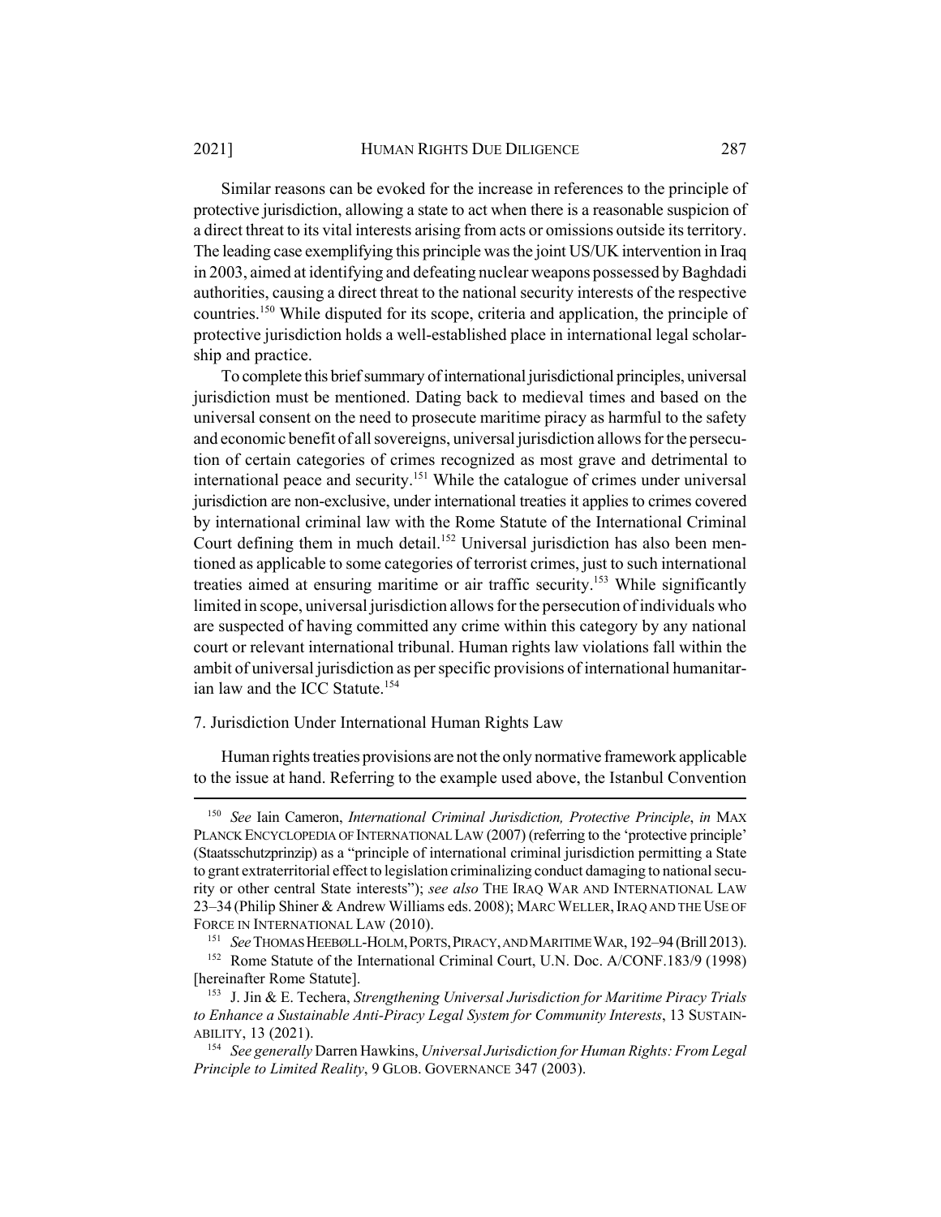Similar reasons can be evoked for the increase in references to the principle of protective jurisdiction, allowing a state to act when there is a reasonable suspicion of a direct threat to its vital interests arising from acts or omissions outside its territory. The leading case exemplifying this principle was the joint US/UK intervention in Iraq in 2003, aimed at identifying and defeating nuclear weapons possessed by Baghdadi authorities, causing a direct threat to the national security interests of the respective countries.[150] While disputed for its scope, criteria and application, the principle of protective jurisdiction holds a well-established place in international legal scholarship and practice.

To complete this brief summary of international jurisdictional principles, universal jurisdiction must be mentioned. Dating back to medieval times and based on the universal consent on the need to prosecute maritime piracy as harmful to the safety and economic benefit of all sovereigns, universal jurisdiction allows for the persecution of certain categories of crimes recognized as most grave and detrimental to international peace and security.[151] While the catalogue of crimes under universal jurisdiction are non-exclusive, under international treaties it applies to crimes covered by international criminal law with the Rome Statute of the International Criminal Court defining them in much detail.[152] Universal jurisdiction has also been mentioned as applicable to some categories of terrorist crimes, just to such international treaties aimed at ensuring maritime or air traffic security.[153] While significantly limited in scope, universal jurisdiction allows for the persecution of individuals who are suspected of having committed any crime within this category by any national court or relevant international tribunal. Human rights law violations fall within the ambit of universal jurisdiction as per specific provisions of international humanitarian law and the ICC Statute.[154]

### 7. Jurisdiction Under International Human Rights Law

Human rights treaties provisions are not the only normative framework applicable to the issue at hand. Referring to the example used above, the Istanbul Convention

---

[150] *See* Iain Cameron, *International Criminal Jurisdiction, Protective Principle*, *in* MAX PLANCK ENCYCLOPEDIA OF INTERNATIONAL LAW (2007) (referring to the 'protective principle' (Staatsschutzprinzip) as a "principle of international criminal jurisdiction permitting a State to grant extraterritorial effect to legislation criminalizing conduct damaging to national security or other central State interests"); *see also* THE IRAQ WAR AND INTERNATIONAL LAW 23–34 (Philip Shiner & Andrew Williams eds. 2008); MARC WELLER, IRAQ AND THE USE OF FORCE IN INTERNATIONAL LAW (2010).

[151] *See* THOMAS HEEBØLL-HOLM, PORTS, PIRACY, AND MARITIME WAR, 192–94 (Brill 2013).

[152] Rome Statute of the International Criminal Court, U.N. Doc. A/CONF.183/9 (1998) [hereinafter Rome Statute].

[153] J. Jin & E. Techera, *Strengthening Universal Jurisdiction for Maritime Piracy Trials to Enhance a Sustainable Anti-Piracy Legal System for Community Interests*, 13 SUSTAINABILITY, 13 (2021).

[154] *See generally* Darren Hawkins, *Universal Jurisdiction for Human Rights: From Legal Principle to Limited Reality*, 9 GLOB. GOVERNANCE 347 (2003).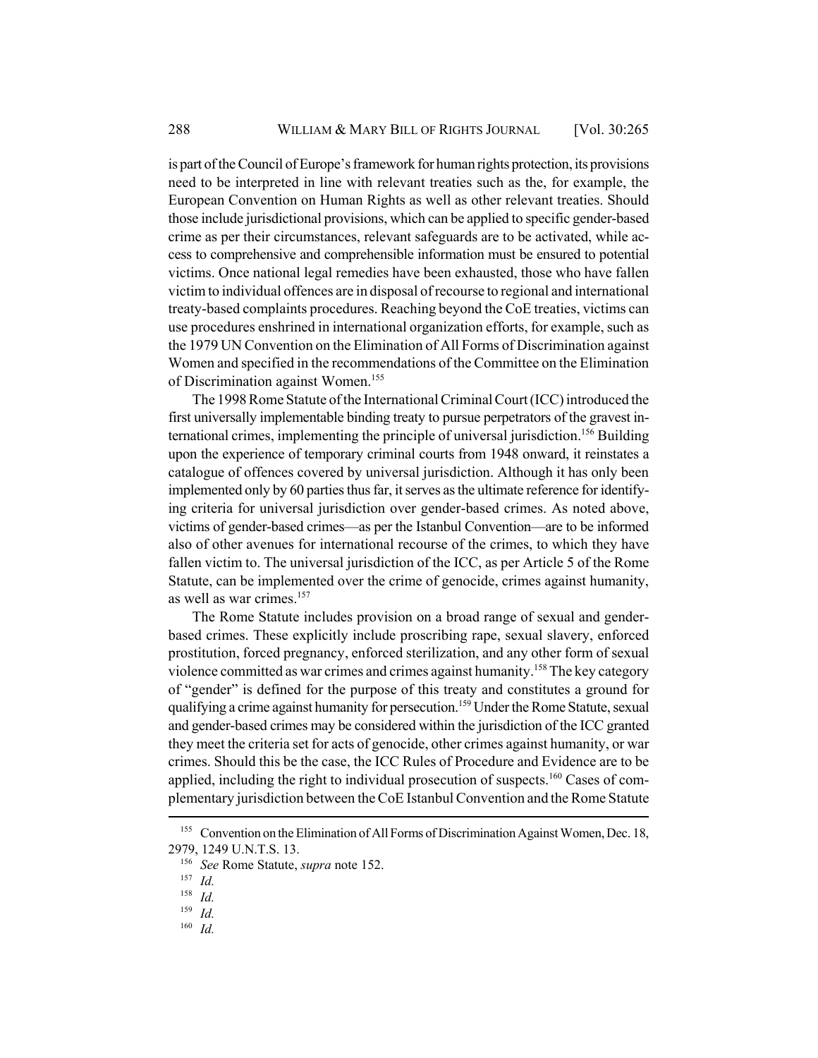is part of the Council of Europe's framework for human rights protection, its provisions need to be interpreted in line with relevant treaties such as the, for example, the European Convention on Human Rights as well as other relevant treaties. Should those include jurisdictional provisions, which can be applied to specific gender-based crime as per their circumstances, relevant safeguards are to be activated, while access to comprehensive and comprehensible information must be ensured to potential victims. Once national legal remedies have been exhausted, those who have fallen victim to individual offences are in disposal of recourse to regional and international treaty-based complaints procedures. Reaching beyond the CoE treaties, victims can use procedures enshrined in international organization efforts, for example, such as the 1979 UN Convention on the Elimination of All Forms of Discrimination against Women and specified in the recommendations of the Committee on the Elimination of Discrimination against Women.[155]

The 1998 Rome Statute of the International Criminal Court (ICC) introduced the first universally implementable binding treaty to pursue perpetrators of the gravest international crimes, implementing the principle of universal jurisdiction.[156] Building upon the experience of temporary criminal courts from 1948 onward, it reinstates a catalogue of offences covered by universal jurisdiction. Although it has only been implemented only by 60 parties thus far, it serves as the ultimate reference for identifying criteria for universal jurisdiction over gender-based crimes. As noted above, victims of gender-based crimes—as per the Istanbul Convention—are to be informed also of other avenues for international recourse of the crimes, to which they have fallen victim to. The universal jurisdiction of the ICC, as per Article 5 of the Rome Statute, can be implemented over the crime of genocide, crimes against humanity, as well as war crimes.[157]

The Rome Statute includes provision on a broad range of sexual and gender-based crimes. These explicitly include proscribing rape, sexual slavery, enforced prostitution, forced pregnancy, enforced sterilization, and any other form of sexual violence committed as war crimes and crimes against humanity.[158] The key category of "gender" is defined for the purpose of this treaty and constitutes a ground for qualifying a crime against humanity for persecution.[159] Under the Rome Statute, sexual and gender-based crimes may be considered within the jurisdiction of the ICC granted they meet the criteria set for acts of genocide, other crimes against humanity, or war crimes. Should this be the case, the ICC Rules of Procedure and Evidence are to be applied, including the right to individual prosecution of suspects.[160] Cases of complementary jurisdiction between the CoE Istanbul Convention and the Rome Statute

---

[155] Convention on the Elimination of All Forms of Discrimination Against Women, Dec. 18, 2979, 1249 U.N.T.S. 13.

[156] *See* Rome Statute, *supra* note 152.

[157] *Id.*

[158] *Id.*

[159] *Id.*

[160] *Id.*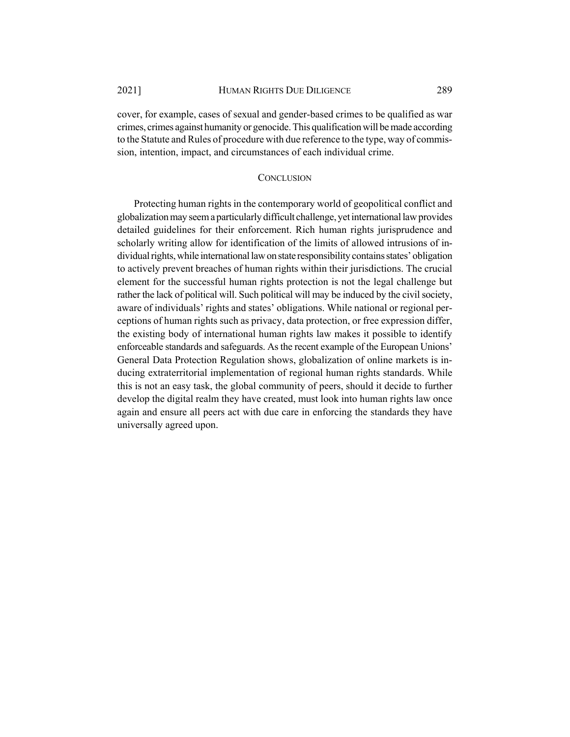cover, for example, cases of sexual and gender-based crimes to be qualified as war crimes, crimes against humanity or genocide. This qualification will be made according to the Statute and Rules of procedure with due reference to the type, way of commission, intention, impact, and circumstances of each individual crime.

## CONCLUSION

Protecting human rights in the contemporary world of geopolitical conflict and globalization may seem a particularly difficult challenge, yet international law provides detailed guidelines for their enforcement. Rich human rights jurisprudence and scholarly writing allow for identification of the limits of allowed intrusions of individual rights, while international law on state responsibility contains states' obligation to actively prevent breaches of human rights within their jurisdictions. The crucial element for the successful human rights protection is not the legal challenge but rather the lack of political will. Such political will may be induced by the civil society, aware of individuals' rights and states' obligations. While national or regional perceptions of human rights such as privacy, data protection, or free expression differ, the existing body of international human rights law makes it possible to identify enforceable standards and safeguards. As the recent example of the European Unions' General Data Protection Regulation shows, globalization of online markets is inducing extraterritorial implementation of regional human rights standards. While this is not an easy task, the global community of peers, should it decide to further develop the digital realm they have created, must look into human rights law once again and ensure all peers act with due care in enforcing the standards they have universally agreed upon.